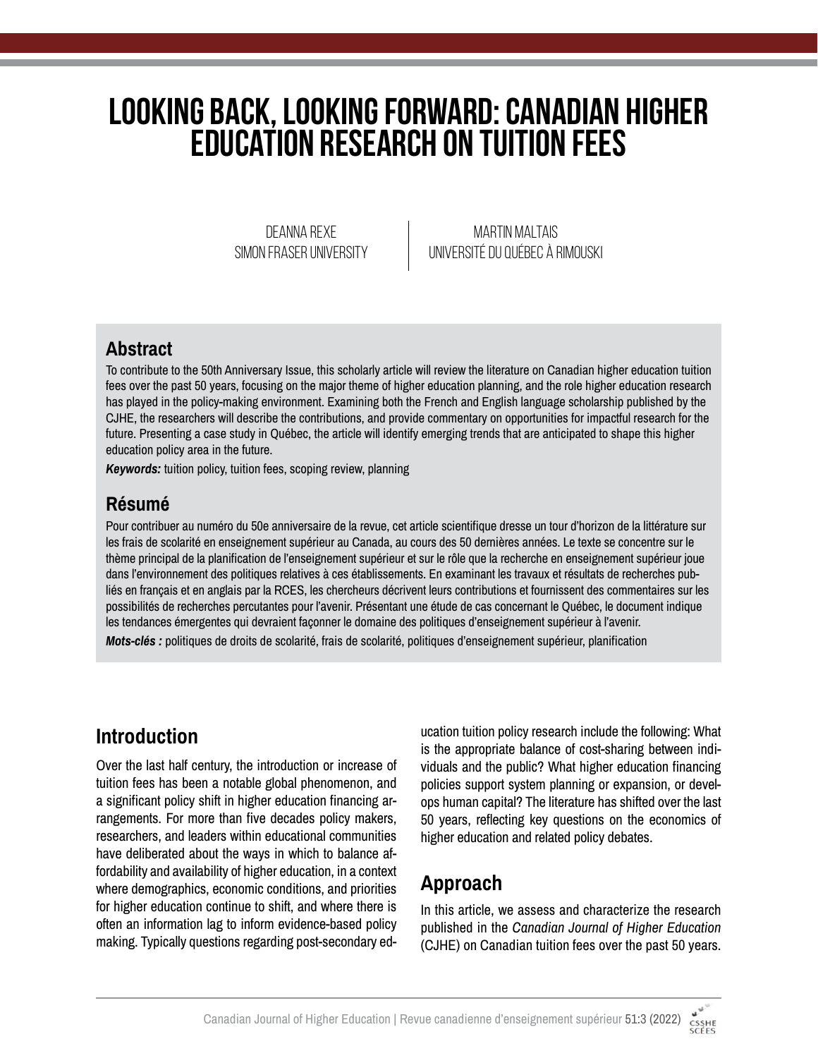# LOOKING BACK, LOOKING FORWARD: CANADIAN HIGHER EDUCATION RESEARCH ON TUITION FEES

DEANNA REXE
SIMON FRASER UNIVERSITY

MARTIN MALTAIS
UNIVERSITÉ DU QUÉBEC À RIMOUSKI

## Abstract

To contribute to the 50th Anniversary Issue, this scholarly article will review the literature on Canadian higher education tuition fees over the past 50 years, focusing on the major theme of higher education planning, and the role higher education research has played in the policy-making environment. Examining both the French and English language scholarship published by the CJHE, the researchers will describe the contributions, and provide commentary on opportunities for impactful research for the future. Presenting a case study in Québec, the article will identify emerging trends that are anticipated to shape this higher education policy area in the future.

***Keywords:*** tuition policy, tuition fees, scoping review, planning

## Résumé

Pour contribuer au numéro du 50e anniversaire de la revue, cet article scientifique dresse un tour d'horizon de la littérature sur les frais de scolarité en enseignement supérieur au Canada, au cours des 50 dernières années. Le texte se concentre sur le thème principal de la planification de l'enseignement supérieur et sur le rôle que la recherche en enseignement supérieur joue dans l'environnement des politiques relatives à ces établissements. En examinant les travaux et résultats de recherches publiés en français et en anglais par la RCES, les chercheurs décrivent leurs contributions et fournissent des commentaires sur les possibilités de recherches percutantes pour l'avenir. Présentant une étude de cas concernant le Québec, le document indique les tendances émergentes qui devraient façonner le domaine des politiques d'enseignement supérieur à l'avenir.

***Mots-clés :*** politiques de droits de scolarité, frais de scolarité, politiques d'enseignement supérieur, planification

## Introduction

Over the last half century, the introduction or increase of tuition fees has been a notable global phenomenon, and a significant policy shift in higher education financing arrangements. For more than five decades policy makers, researchers, and leaders within educational communities have deliberated about the ways in which to balance affordability and availability of higher education, in a context where demographics, economic conditions, and priorities for higher education continue to shift, and where there is often an information lag to inform evidence-based policy making. Typically questions regarding post-secondary education tuition policy research include the following: What is the appropriate balance of cost-sharing between individuals and the public? What higher education financing policies support system planning or expansion, or develops human capital? The literature has shifted over the last 50 years, reflecting key questions on the economics of higher education and related policy debates.

## Approach

In this article, we assess and characterize the research published in the *Canadian Journal of Higher Education* (CJHE) on Canadian tuition fees over the past 50 years.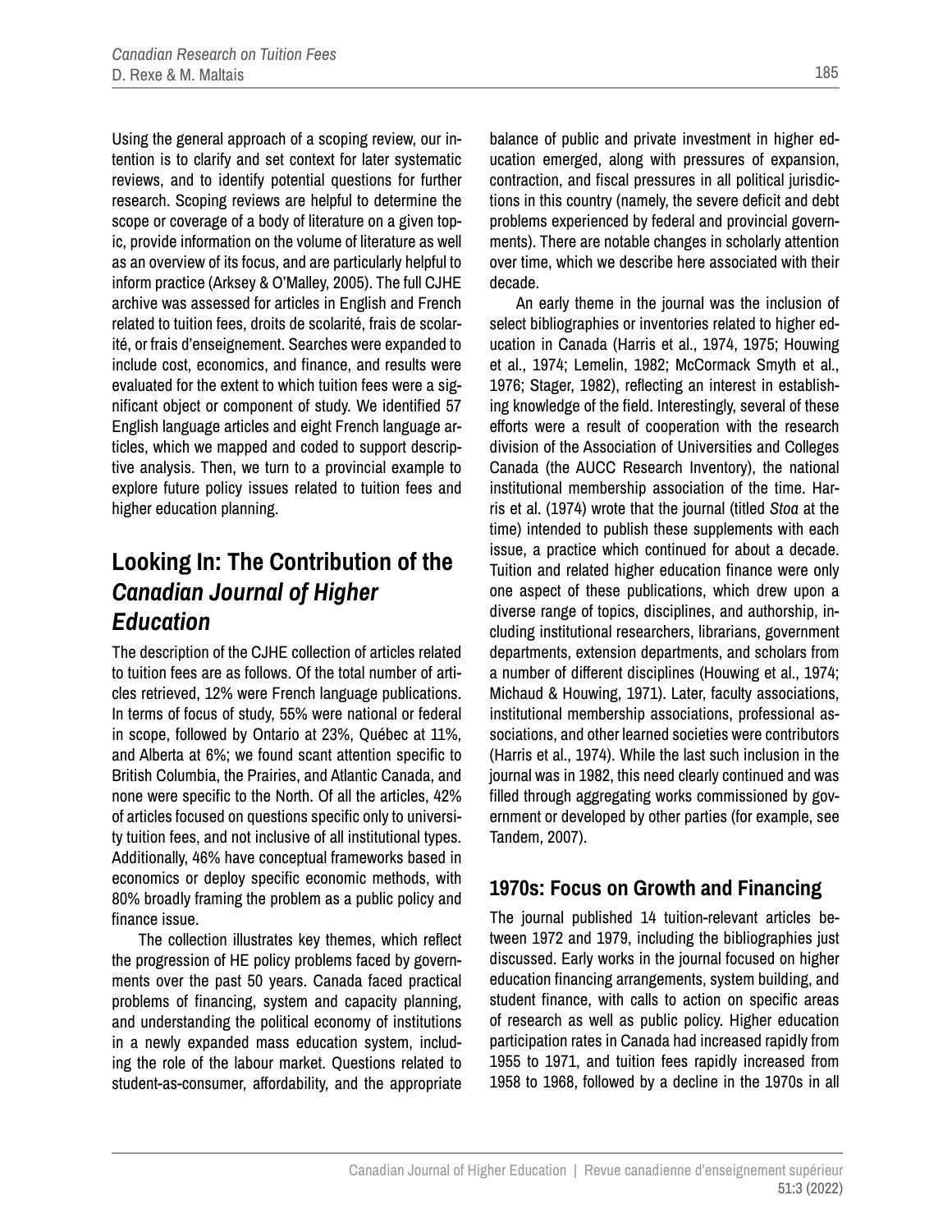Using the general approach of a scoping review, our intention is to clarify and set context for later systematic reviews, and to identify potential questions for further research. Scoping reviews are helpful to determine the scope or coverage of a body of literature on a given topic, provide information on the volume of literature as well as an overview of its focus, and are particularly helpful to inform practice (Arksey & O'Malley, 2005). The full CJHE archive was assessed for articles in English and French related to tuition fees, droits de scolarité, frais de scolarité, or frais d'enseignement. Searches were expanded to include cost, economics, and finance, and results were evaluated for the extent to which tuition fees were a significant object or component of study. We identified 57 English language articles and eight French language articles, which we mapped and coded to support descriptive analysis. Then, we turn to a provincial example to explore future policy issues related to tuition fees and higher education planning.

## Looking In: The Contribution of the *Canadian Journal of Higher Education*

The description of the CJHE collection of articles related to tuition fees are as follows. Of the total number of articles retrieved, 12% were French language publications. In terms of focus of study, 55% were national or federal in scope, followed by Ontario at 23%, Québec at 11%, and Alberta at 6%; we found scant attention specific to British Columbia, the Prairies, and Atlantic Canada, and none were specific to the North. Of all the articles, 42% of articles focused on questions specific only to university tuition fees, and not inclusive of all institutional types. Additionally, 46% have conceptual frameworks based in economics or deploy specific economic methods, with 80% broadly framing the problem as a public policy and finance issue.

The collection illustrates key themes, which reflect the progression of HE policy problems faced by governments over the past 50 years. Canada faced practical problems of financing, system and capacity planning, and understanding the political economy of institutions in a newly expanded mass education system, including the role of the labour market. Questions related to student-as-consumer, affordability, and the appropriate balance of public and private investment in higher education emerged, along with pressures of expansion, contraction, and fiscal pressures in all political jurisdictions in this country (namely, the severe deficit and debt problems experienced by federal and provincial governments). There are notable changes in scholarly attention over time, which we describe here associated with their decade.

An early theme in the journal was the inclusion of select bibliographies or inventories related to higher education in Canada (Harris et al., 1974, 1975; Houwing et al., 1974; Lemelin, 1982; McCormack Smyth et al., 1976; Stager, 1982), reflecting an interest in establishing knowledge of the field. Interestingly, several of these efforts were a result of cooperation with the research division of the Association of Universities and Colleges Canada (the AUCC Research Inventory), the national institutional membership association of the time. Harris et al. (1974) wrote that the journal (titled *Stoa* at the time) intended to publish these supplements with each issue, a practice which continued for about a decade. Tuition and related higher education finance were only one aspect of these publications, which drew upon a diverse range of topics, disciplines, and authorship, including institutional researchers, librarians, government departments, extension departments, and scholars from a number of different disciplines (Houwing et al., 1974; Michaud & Houwing, 1971). Later, faculty associations, institutional membership associations, professional associations, and other learned societies were contributors (Harris et al., 1974). While the last such inclusion in the journal was in 1982, this need clearly continued and was filled through aggregating works commissioned by government or developed by other parties (for example, see Tandem, 2007).

### 1970s: Focus on Growth and Financing

The journal published 14 tuition-relevant articles between 1972 and 1979, including the bibliographies just discussed. Early works in the journal focused on higher education financing arrangements, system building, and student finance, with calls to action on specific areas of research as well as public policy. Higher education participation rates in Canada had increased rapidly from 1955 to 1971, and tuition fees rapidly increased from 1958 to 1968, followed by a decline in the 1970s in all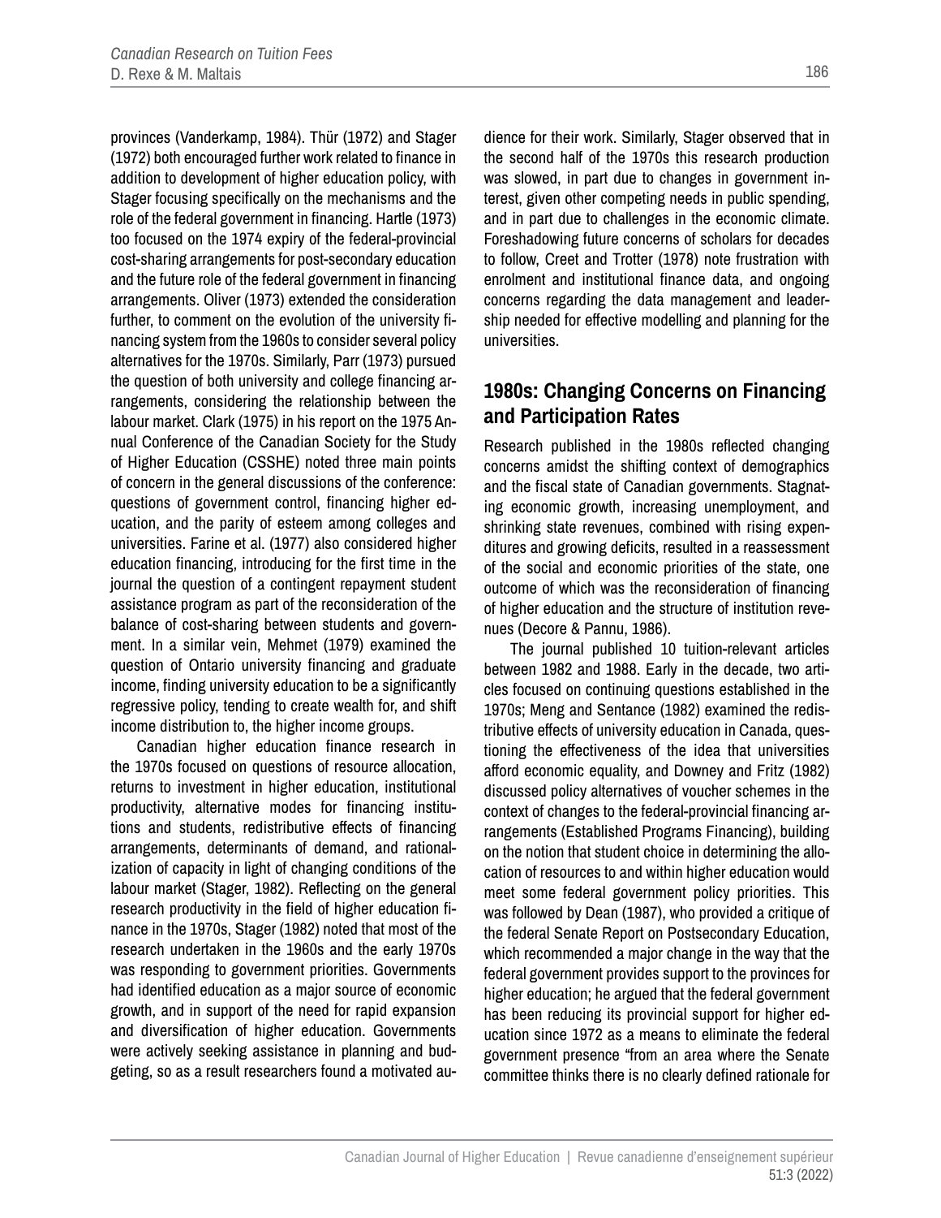provinces (Vanderkamp, 1984). Thür (1972) and Stager (1972) both encouraged further work related to finance in addition to development of higher education policy, with Stager focusing specifically on the mechanisms and the role of the federal government in financing. Hartle (1973) too focused on the 1974 expiry of the federal-provincial cost-sharing arrangements for post-secondary education and the future role of the federal government in financing arrangements. Oliver (1973) extended the consideration further, to comment on the evolution of the university financing system from the 1960s to consider several policy alternatives for the 1970s. Similarly, Parr (1973) pursued the question of both university and college financing arrangements, considering the relationship between the labour market. Clark (1975) in his report on the 1975 Annual Conference of the Canadian Society for the Study of Higher Education (CSSHE) noted three main points of concern in the general discussions of the conference: questions of government control, financing higher education, and the parity of esteem among colleges and universities. Farine et al. (1977) also considered higher education financing, introducing for the first time in the journal the question of a contingent repayment student assistance program as part of the reconsideration of the balance of cost-sharing between students and government. In a similar vein, Mehmet (1979) examined the question of Ontario university financing and graduate income, finding university education to be a significantly regressive policy, tending to create wealth for, and shift income distribution to, the higher income groups.

Canadian higher education finance research in the 1970s focused on questions of resource allocation, returns to investment in higher education, institutional productivity, alternative modes for financing institutions and students, redistributive effects of financing arrangements, determinants of demand, and rationalization of capacity in light of changing conditions of the labour market (Stager, 1982). Reflecting on the general research productivity in the field of higher education finance in the 1970s, Stager (1982) noted that most of the research undertaken in the 1960s and the early 1970s was responding to government priorities. Governments had identified education as a major source of economic growth, and in support of the need for rapid expansion and diversification of higher education. Governments were actively seeking assistance in planning and budgeting, so as a result researchers found a motivated audience for their work. Similarly, Stager observed that in the second half of the 1970s this research production was slowed, in part due to changes in government interest, given other competing needs in public spending, and in part due to challenges in the economic climate. Foreshadowing future concerns of scholars for decades to follow, Creet and Trotter (1978) note frustration with enrolment and institutional finance data, and ongoing concerns regarding the data management and leadership needed for effective modelling and planning for the universities.

## 1980s: Changing Concerns on Financing and Participation Rates

Research published in the 1980s reflected changing concerns amidst the shifting context of demographics and the fiscal state of Canadian governments. Stagnating economic growth, increasing unemployment, and shrinking state revenues, combined with rising expenditures and growing deficits, resulted in a reassessment of the social and economic priorities of the state, one outcome of which was the reconsideration of financing of higher education and the structure of institution revenues (Decore & Pannu, 1986).

The journal published 10 tuition-relevant articles between 1982 and 1988. Early in the decade, two articles focused on continuing questions established in the 1970s; Meng and Sentance (1982) examined the redistributive effects of university education in Canada, questioning the effectiveness of the idea that universities afford economic equality, and Downey and Fritz (1982) discussed policy alternatives of voucher schemes in the context of changes to the federal-provincial financing arrangements (Established Programs Financing), building on the notion that student choice in determining the allocation of resources to and within higher education would meet some federal government policy priorities. This was followed by Dean (1987), who provided a critique of the federal Senate Report on Postsecondary Education, which recommended a major change in the way that the federal government provides support to the provinces for higher education; he argued that the federal government has been reducing its provincial support for higher education since 1972 as a means to eliminate the federal government presence "from an area where the Senate committee thinks there is no clearly defined rationale for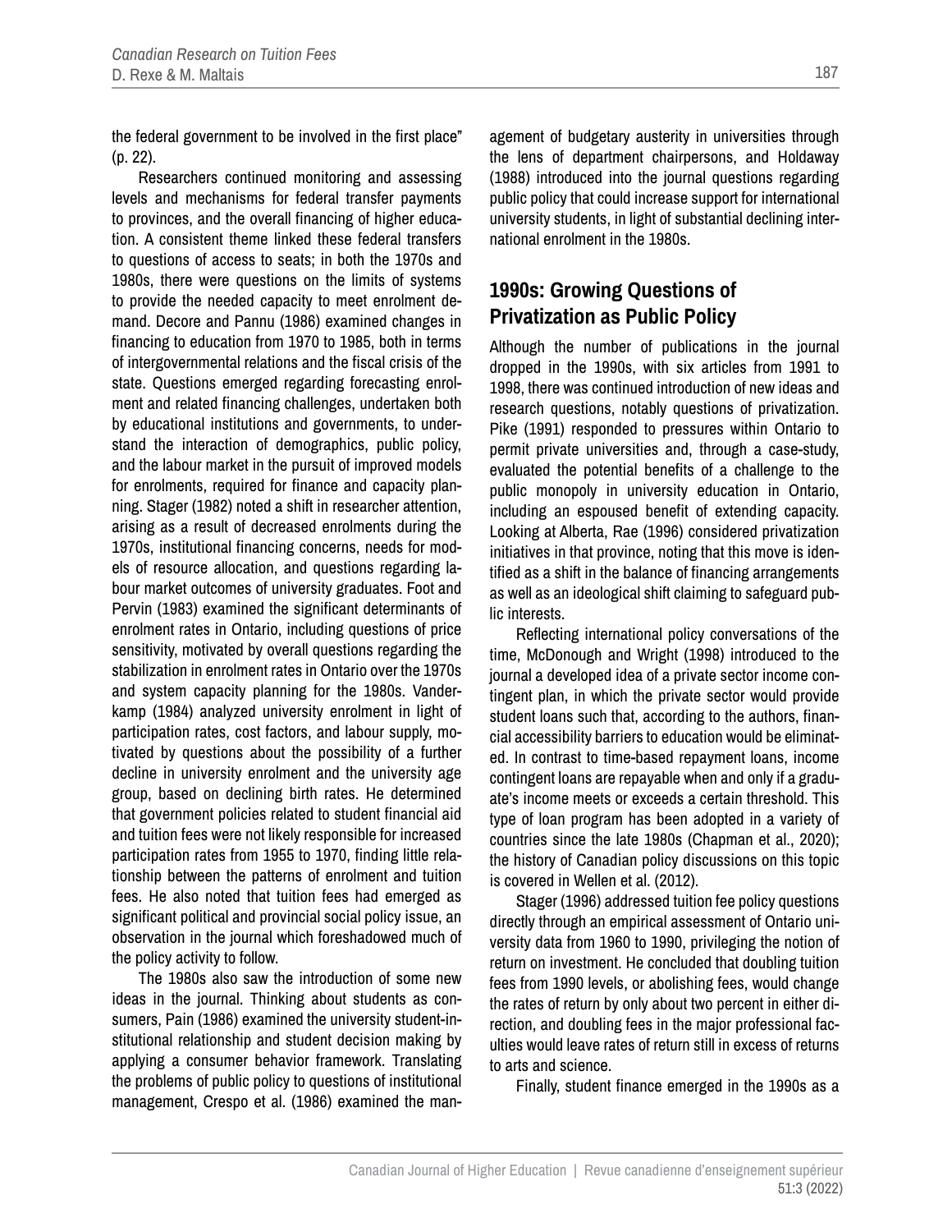the federal government to be involved in the first place" (p. 22).

Researchers continued monitoring and assessing levels and mechanisms for federal transfer payments to provinces, and the overall financing of higher education. A consistent theme linked these federal transfers to questions of access to seats; in both the 1970s and 1980s, there were questions on the limits of systems to provide the needed capacity to meet enrolment demand. Decore and Pannu (1986) examined changes in financing to education from 1970 to 1985, both in terms of intergovernmental relations and the fiscal crisis of the state. Questions emerged regarding forecasting enrolment and related financing challenges, undertaken both by educational institutions and governments, to understand the interaction of demographics, public policy, and the labour market in the pursuit of improved models for enrolments, required for finance and capacity planning. Stager (1982) noted a shift in researcher attention, arising as a result of decreased enrolments during the 1970s, institutional financing concerns, needs for models of resource allocation, and questions regarding labour market outcomes of university graduates. Foot and Pervin (1983) examined the significant determinants of enrolment rates in Ontario, including questions of price sensitivity, motivated by overall questions regarding the stabilization in enrolment rates in Ontario over the 1970s and system capacity planning for the 1980s. Vanderkamp (1984) analyzed university enrolment in light of participation rates, cost factors, and labour supply, motivated by questions about the possibility of a further decline in university enrolment and the university age group, based on declining birth rates. He determined that government policies related to student financial aid and tuition fees were not likely responsible for increased participation rates from 1955 to 1970, finding little relationship between the patterns of enrolment and tuition fees. He also noted that tuition fees had emerged as significant political and provincial social policy issue, an observation in the journal which foreshadowed much of the policy activity to follow.

The 1980s also saw the introduction of some new ideas in the journal. Thinking about students as consumers, Pain (1986) examined the university student-institutional relationship and student decision making by applying a consumer behavior framework. Translating the problems of public policy to questions of institutional management, Crespo et al. (1986) examined the management of budgetary austerity in universities through the lens of department chairpersons, and Holdaway (1988) introduced into the journal questions regarding public policy that could increase support for international university students, in light of substantial declining international enrolment in the 1980s.

## 1990s: Growing Questions of Privatization as Public Policy

Although the number of publications in the journal dropped in the 1990s, with six articles from 1991 to 1998, there was continued introduction of new ideas and research questions, notably questions of privatization. Pike (1991) responded to pressures within Ontario to permit private universities and, through a case-study, evaluated the potential benefits of a challenge to the public monopoly in university education in Ontario, including an espoused benefit of extending capacity. Looking at Alberta, Rae (1996) considered privatization initiatives in that province, noting that this move is identified as a shift in the balance of financing arrangements as well as an ideological shift claiming to safeguard public interests.

Reflecting international policy conversations of the time, McDonough and Wright (1998) introduced to the journal a developed idea of a private sector income contingent plan, in which the private sector would provide student loans such that, according to the authors, financial accessibility barriers to education would be eliminated. In contrast to time-based repayment loans, income contingent loans are repayable when and only if a graduate's income meets or exceeds a certain threshold. This type of loan program has been adopted in a variety of countries since the late 1980s (Chapman et al., 2020); the history of Canadian policy discussions on this topic is covered in Wellen et al. (2012).

Stager (1996) addressed tuition fee policy questions directly through an empirical assessment of Ontario university data from 1960 to 1990, privileging the notion of return on investment. He concluded that doubling tuition fees from 1990 levels, or abolishing fees, would change the rates of return by only about two percent in either direction, and doubling fees in the major professional faculties would leave rates of return still in excess of returns to arts and science.

Finally, student finance emerged in the 1990s as a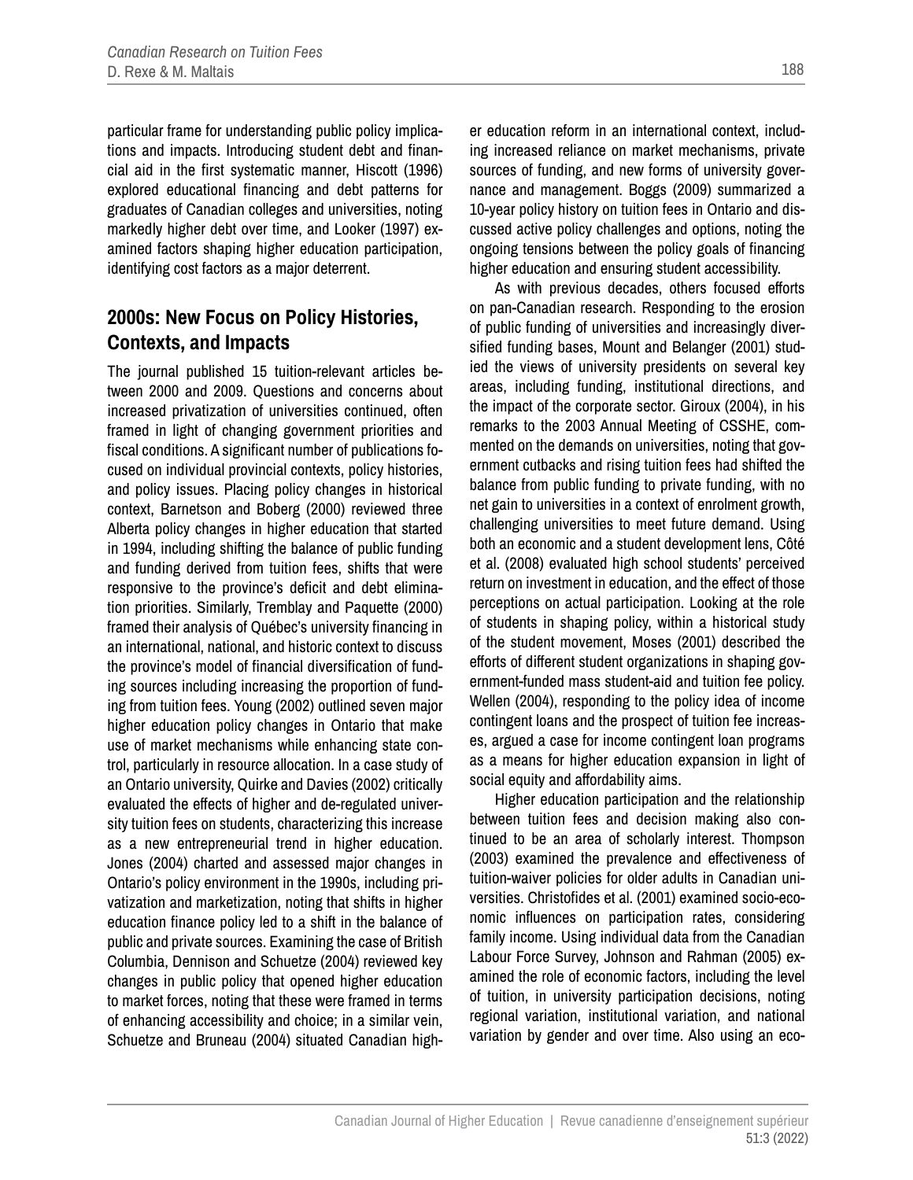particular frame for understanding public policy implications and impacts. Introducing student debt and financial aid in the first systematic manner, Hiscott (1996) explored educational financing and debt patterns for graduates of Canadian colleges and universities, noting markedly higher debt over time, and Looker (1997) examined factors shaping higher education participation, identifying cost factors as a major deterrent.

## 2000s: New Focus on Policy Histories, Contexts, and Impacts

The journal published 15 tuition-relevant articles between 2000 and 2009. Questions and concerns about increased privatization of universities continued, often framed in light of changing government priorities and fiscal conditions. A significant number of publications focused on individual provincial contexts, policy histories, and policy issues. Placing policy changes in historical context, Barnetson and Boberg (2000) reviewed three Alberta policy changes in higher education that started in 1994, including shifting the balance of public funding and funding derived from tuition fees, shifts that were responsive to the province's deficit and debt elimination priorities. Similarly, Tremblay and Paquette (2000) framed their analysis of Québec's university financing in an international, national, and historic context to discuss the province's model of financial diversification of funding sources including increasing the proportion of funding from tuition fees. Young (2002) outlined seven major higher education policy changes in Ontario that make use of market mechanisms while enhancing state control, particularly in resource allocation. In a case study of an Ontario university, Quirke and Davies (2002) critically evaluated the effects of higher and de-regulated university tuition fees on students, characterizing this increase as a new entrepreneurial trend in higher education. Jones (2004) charted and assessed major changes in Ontario's policy environment in the 1990s, including privatization and marketization, noting that shifts in higher education finance policy led to a shift in the balance of public and private sources. Examining the case of British Columbia, Dennison and Schuetze (2004) reviewed key changes in public policy that opened higher education to market forces, noting that these were framed in terms of enhancing accessibility and choice; in a similar vein, Schuetze and Bruneau (2004) situated Canadian higher education reform in an international context, including increased reliance on market mechanisms, private sources of funding, and new forms of university governance and management. Boggs (2009) summarized a 10-year policy history on tuition fees in Ontario and discussed active policy challenges and options, noting the ongoing tensions between the policy goals of financing higher education and ensuring student accessibility.

As with previous decades, others focused efforts on pan-Canadian research. Responding to the erosion of public funding of universities and increasingly diversified funding bases, Mount and Belanger (2001) studied the views of university presidents on several key areas, including funding, institutional directions, and the impact of the corporate sector. Giroux (2004), in his remarks to the 2003 Annual Meeting of CSSHE, commented on the demands on universities, noting that government cutbacks and rising tuition fees had shifted the balance from public funding to private funding, with no net gain to universities in a context of enrolment growth, challenging universities to meet future demand. Using both an economic and a student development lens, Côté et al. (2008) evaluated high school students' perceived return on investment in education, and the effect of those perceptions on actual participation. Looking at the role of students in shaping policy, within a historical study of the student movement, Moses (2001) described the efforts of different student organizations in shaping government-funded mass student-aid and tuition fee policy. Wellen (2004), responding to the policy idea of income contingent loans and the prospect of tuition fee increases, argued a case for income contingent loan programs as a means for higher education expansion in light of social equity and affordability aims.

Higher education participation and the relationship between tuition fees and decision making also continued to be an area of scholarly interest. Thompson (2003) examined the prevalence and effectiveness of tuition-waiver policies for older adults in Canadian universities. Christofides et al. (2001) examined socio-economic influences on participation rates, considering family income. Using individual data from the Canadian Labour Force Survey, Johnson and Rahman (2005) examined the role of economic factors, including the level of tuition, in university participation decisions, noting regional variation, institutional variation, and national variation by gender and over time. Also using an eco-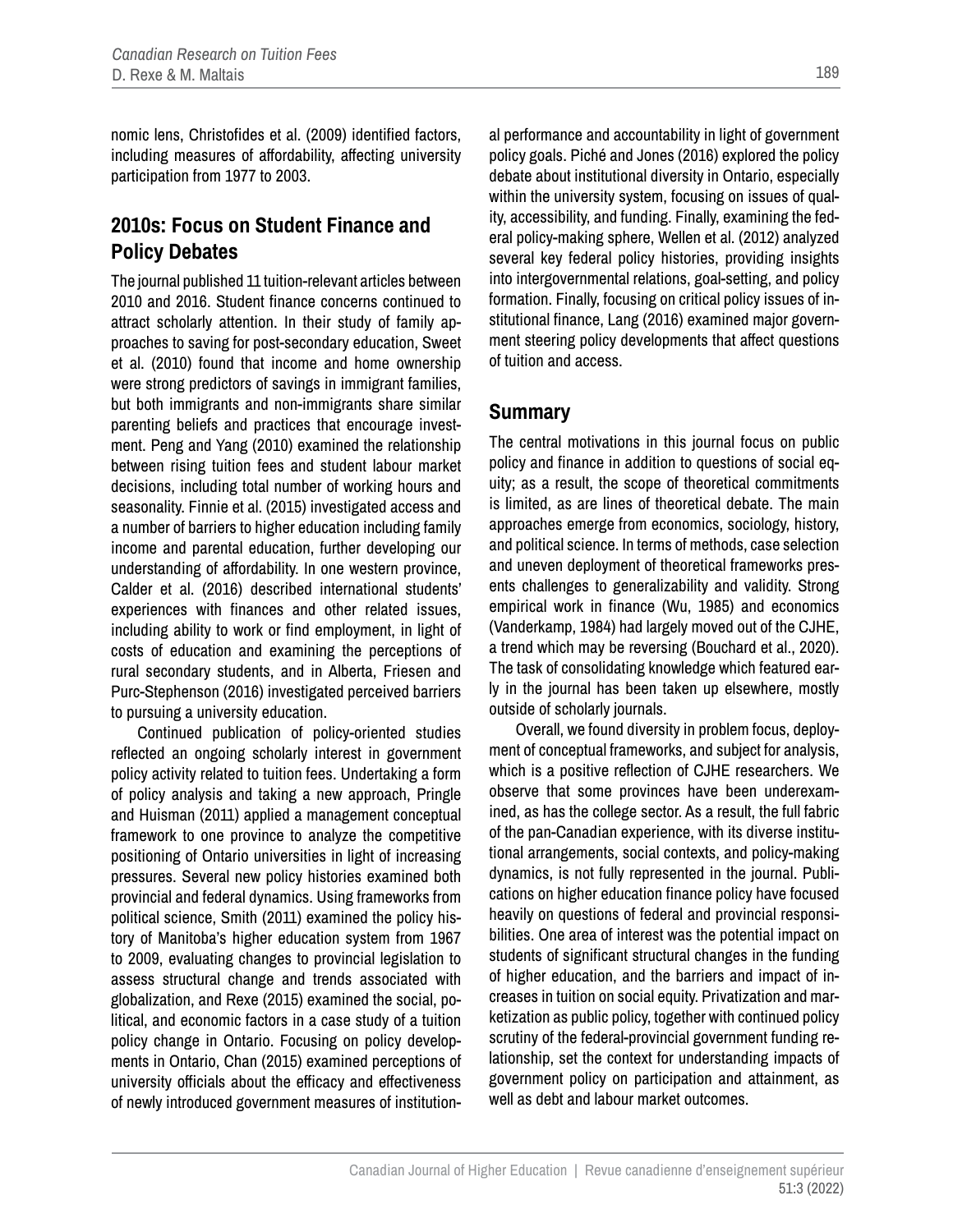nomic lens, Christofides et al. (2009) identified factors, including measures of affordability, affecting university participation from 1977 to 2003.

## 2010s: Focus on Student Finance and Policy Debates

The journal published 11 tuition-relevant articles between 2010 and 2016. Student finance concerns continued to attract scholarly attention. In their study of family approaches to saving for post-secondary education, Sweet et al. (2010) found that income and home ownership were strong predictors of savings in immigrant families, but both immigrants and non-immigrants share similar parenting beliefs and practices that encourage investment. Peng and Yang (2010) examined the relationship between rising tuition fees and student labour market decisions, including total number of working hours and seasonality. Finnie et al. (2015) investigated access and a number of barriers to higher education including family income and parental education, further developing our understanding of affordability. In one western province, Calder et al. (2016) described international students' experiences with finances and other related issues, including ability to work or find employment, in light of costs of education and examining the perceptions of rural secondary students, and in Alberta, Friesen and Purc-Stephenson (2016) investigated perceived barriers to pursuing a university education.

Continued publication of policy-oriented studies reflected an ongoing scholarly interest in government policy activity related to tuition fees. Undertaking a form of policy analysis and taking a new approach, Pringle and Huisman (2011) applied a management conceptual framework to one province to analyze the competitive positioning of Ontario universities in light of increasing pressures. Several new policy histories examined both provincial and federal dynamics. Using frameworks from political science, Smith (2011) examined the policy history of Manitoba's higher education system from 1967 to 2009, evaluating changes to provincial legislation to assess structural change and trends associated with globalization, and Rexe (2015) examined the social, political, and economic factors in a case study of a tuition policy change in Ontario. Focusing on policy developments in Ontario, Chan (2015) examined perceptions of university officials about the efficacy and effectiveness of newly introduced government measures of institutional performance and accountability in light of government policy goals. Piché and Jones (2016) explored the policy debate about institutional diversity in Ontario, especially within the university system, focusing on issues of quality, accessibility, and funding. Finally, examining the federal policy-making sphere, Wellen et al. (2012) analyzed several key federal policy histories, providing insights into intergovernmental relations, goal-setting, and policy formation. Finally, focusing on critical policy issues of institutional finance, Lang (2016) examined major government steering policy developments that affect questions of tuition and access.

## Summary

The central motivations in this journal focus on public policy and finance in addition to questions of social equity; as a result, the scope of theoretical commitments is limited, as are lines of theoretical debate. The main approaches emerge from economics, sociology, history, and political science. In terms of methods, case selection and uneven deployment of theoretical frameworks presents challenges to generalizability and validity. Strong empirical work in finance (Wu, 1985) and economics (Vanderkamp, 1984) had largely moved out of the CJHE, a trend which may be reversing (Bouchard et al., 2020). The task of consolidating knowledge which featured early in the journal has been taken up elsewhere, mostly outside of scholarly journals.

Overall, we found diversity in problem focus, deployment of conceptual frameworks, and subject for analysis, which is a positive reflection of CJHE researchers. We observe that some provinces have been underexamined, as has the college sector. As a result, the full fabric of the pan-Canadian experience, with its diverse institutional arrangements, social contexts, and policy-making dynamics, is not fully represented in the journal. Publications on higher education finance policy have focused heavily on questions of federal and provincial responsibilities. One area of interest was the potential impact on students of significant structural changes in the funding of higher education, and the barriers and impact of increases in tuition on social equity. Privatization and marketization as public policy, together with continued policy scrutiny of the federal-provincial government funding relationship, set the context for understanding impacts of government policy on participation and attainment, as well as debt and labour market outcomes.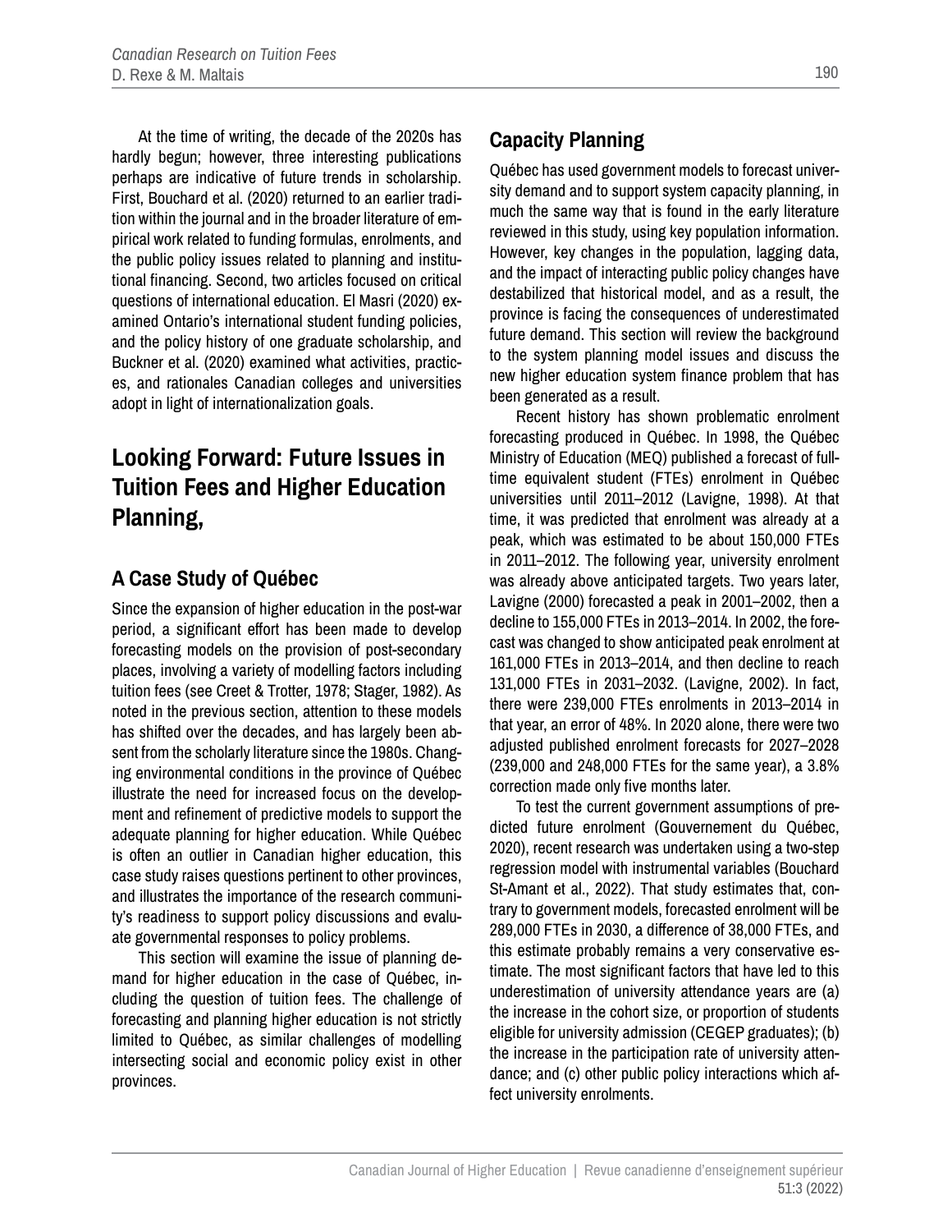At the time of writing, the decade of the 2020s has hardly begun; however, three interesting publications perhaps are indicative of future trends in scholarship. First, Bouchard et al. (2020) returned to an earlier tradition within the journal and in the broader literature of empirical work related to funding formulas, enrolments, and the public policy issues related to planning and institutional financing. Second, two articles focused on critical questions of international education. El Masri (2020) examined Ontario's international student funding policies, and the policy history of one graduate scholarship, and Buckner et al. (2020) examined what activities, practices, and rationales Canadian colleges and universities adopt in light of internationalization goals.

## Looking Forward: Future Issues in Tuition Fees and Higher Education Planning,

### A Case Study of Québec

Since the expansion of higher education in the post-war period, a significant effort has been made to develop forecasting models on the provision of post-secondary places, involving a variety of modelling factors including tuition fees (see Creet & Trotter, 1978; Stager, 1982). As noted in the previous section, attention to these models has shifted over the decades, and has largely been absent from the scholarly literature since the 1980s. Changing environmental conditions in the province of Québec illustrate the need for increased focus on the development and refinement of predictive models to support the adequate planning for higher education. While Québec is often an outlier in Canadian higher education, this case study raises questions pertinent to other provinces, and illustrates the importance of the research community's readiness to support policy discussions and evaluate governmental responses to policy problems.

This section will examine the issue of planning demand for higher education in the case of Québec, including the question of tuition fees. The challenge of forecasting and planning higher education is not strictly limited to Québec, as similar challenges of modelling intersecting social and economic policy exist in other provinces.

### Capacity Planning

Québec has used government models to forecast university demand and to support system capacity planning, in much the same way that is found in the early literature reviewed in this study, using key population information. However, key changes in the population, lagging data, and the impact of interacting public policy changes have destabilized that historical model, and as a result, the province is facing the consequences of underestimated future demand. This section will review the background to the system planning model issues and discuss the new higher education system finance problem that has been generated as a result.

Recent history has shown problematic enrolment forecasting produced in Québec. In 1998, the Québec Ministry of Education (MEQ) published a forecast of full-time equivalent student (FTEs) enrolment in Québec universities until 2011–2012 (Lavigne, 1998). At that time, it was predicted that enrolment was already at a peak, which was estimated to be about 150,000 FTEs in 2011–2012. The following year, university enrolment was already above anticipated targets. Two years later, Lavigne (2000) forecasted a peak in 2001–2002, then a decline to 155,000 FTEs in 2013–2014. In 2002, the forecast was changed to show anticipated peak enrolment at 161,000 FTEs in 2013–2014, and then decline to reach 131,000 FTEs in 2031–2032. (Lavigne, 2002). In fact, there were 239,000 FTEs enrolments in 2013–2014 in that year, an error of 48%. In 2020 alone, there were two adjusted published enrolment forecasts for 2027–2028 (239,000 and 248,000 FTEs for the same year), a 3.8% correction made only five months later.

To test the current government assumptions of predicted future enrolment (Gouvernement du Québec, 2020), recent research was undertaken using a two-step regression model with instrumental variables (Bouchard St-Amant et al., 2022). That study estimates that, contrary to government models, forecasted enrolment will be 289,000 FTEs in 2030, a difference of 38,000 FTEs, and this estimate probably remains a very conservative estimate. The most significant factors that have led to this underestimation of university attendance years are (a) the increase in the cohort size, or proportion of students eligible for university admission (CEGEP graduates); (b) the increase in the participation rate of university attendance; and (c) other public policy interactions which affect university enrolments.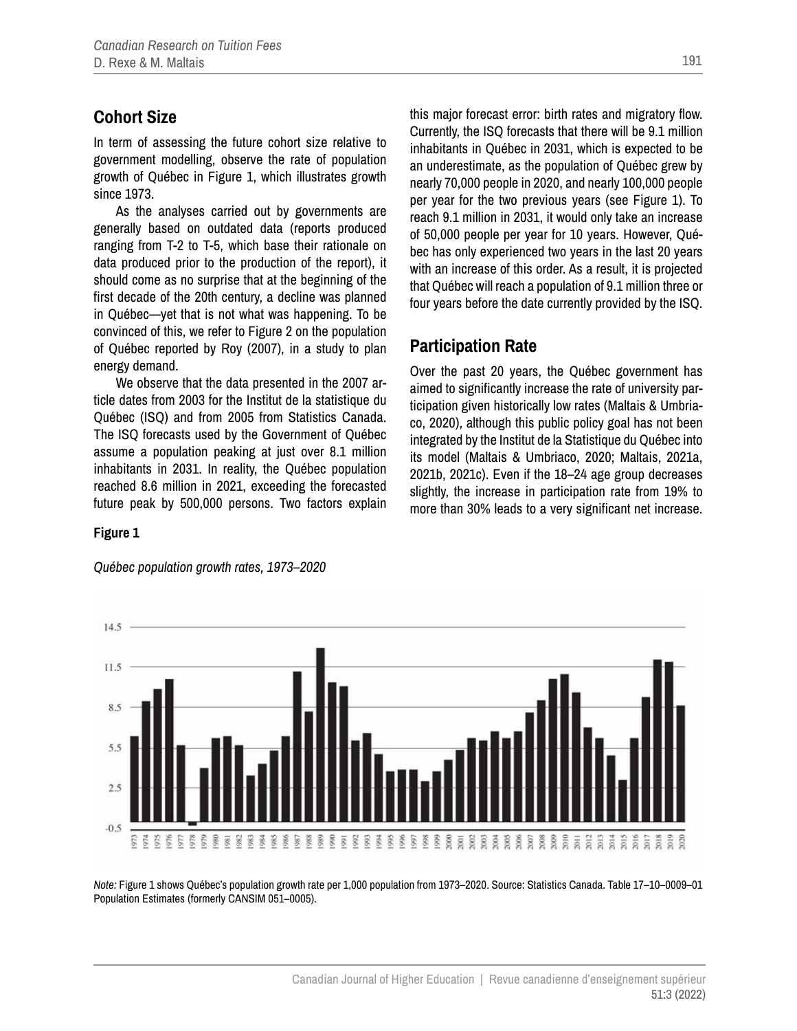## Cohort Size

In term of assessing the future cohort size relative to government modelling, observe the rate of population growth of Québec in Figure 1, which illustrates growth since 1973.

As the analyses carried out by governments are generally based on outdated data (reports produced ranging from T-2 to T-5, which base their rationale on data produced prior to the production of the report), it should come as no surprise that at the beginning of the first decade of the 20th century, a decline was planned in Québec—yet that is not what was happening. To be convinced of this, we refer to Figure 2 on the population of Québec reported by Roy (2007), in a study to plan energy demand.

We observe that the data presented in the 2007 article dates from 2003 for the Institut de la statistique du Québec (ISQ) and from 2005 from Statistics Canada. The ISQ forecasts used by the Government of Québec assume a population peaking at just over 8.1 million inhabitants in 2031. In reality, the Québec population reached 8.6 million in 2021, exceeding the forecasted future peak by 500,000 persons. Two factors explain this major forecast error: birth rates and migratory flow. Currently, the ISQ forecasts that there will be 9.1 million inhabitants in Québec in 2031, which is expected to be an underestimate, as the population of Québec grew by nearly 70,000 people in 2020, and nearly 100,000 people per year for the two previous years (see Figure 1). To reach 9.1 million in 2031, it would only take an increase of 50,000 people per year for 10 years. However, Québec has only experienced two years in the last 20 years with an increase of this order. As a result, it is projected that Québec will reach a population of 9.1 million three or four years before the date currently provided by the ISQ.

## Participation Rate

Over the past 20 years, the Québec government has aimed to significantly increase the rate of university participation given historically low rates (Maltais & Umbriaco, 2020), although this public policy goal has not been integrated by the Institut de la Statistique du Québec into its model (Maltais & Umbriaco, 2020; Maltais, 2021a, 2021b, 2021c). Even if the 18–24 age group decreases slightly, the increase in participation rate from 19% to more than 30% leads to a very significant net increase.

**Figure 1**

*Québec population growth rates, 1973–2020*

*Note:* Figure 1 shows Québec's population growth rate per 1,000 population from 1973–2020. Source: Statistics Canada. Table 17–10–0009–01 Population Estimates (formerly CANSIM 051–0005).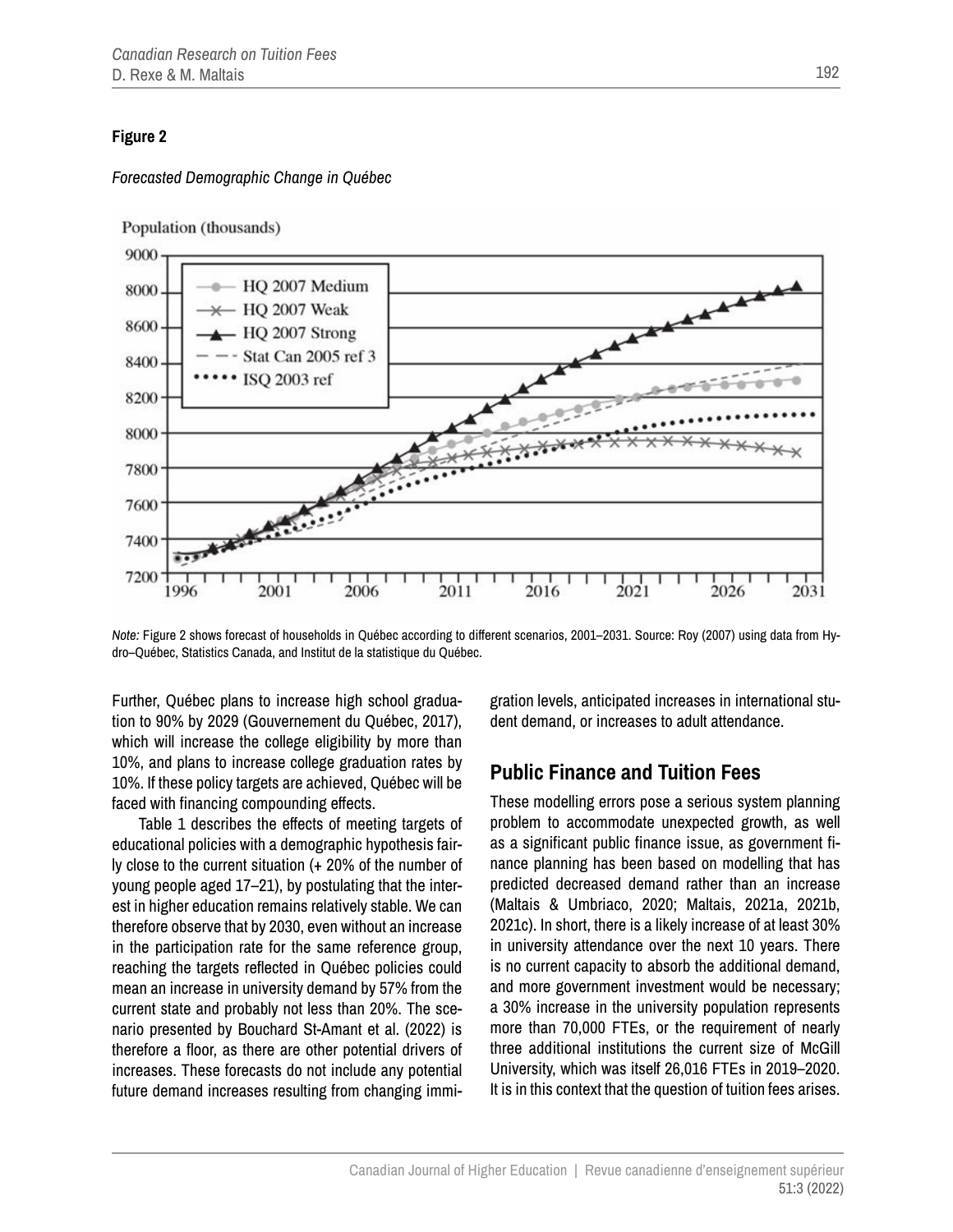**Figure 2**

*Forecasted Demographic Change in Québec*

*Note:* Figure 2 shows forecast of households in Québec according to different scenarios, 2001–2031. Source: Roy (2007) using data from Hydro–Québec, Statistics Canada, and Institut de la statistique du Québec.

Further, Québec plans to increase high school graduation to 90% by 2029 (Gouvernement du Québec, 2017), which will increase the college eligibility by more than 10%, and plans to increase college graduation rates by 10%. If these policy targets are achieved, Québec will be faced with financing compounding effects.

Table 1 describes the effects of meeting targets of educational policies with a demographic hypothesis fairly close to the current situation (+ 20% of the number of young people aged 17–21), by postulating that the interest in higher education remains relatively stable. We can therefore observe that by 2030, even without an increase in the participation rate for the same reference group, reaching the targets reflected in Québec policies could mean an increase in university demand by 57% from the current state and probably not less than 20%. The scenario presented by Bouchard St-Amant et al. (2022) is therefore a floor, as there are other potential drivers of increases. These forecasts do not include any potential future demand increases resulting from changing immigration levels, anticipated increases in international student demand, or increases to adult attendance.

## Public Finance and Tuition Fees

These modelling errors pose a serious system planning problem to accommodate unexpected growth, as well as a significant public finance issue, as government finance planning has been based on modelling that has predicted decreased demand rather than an increase (Maltais & Umbriaco, 2020; Maltais, 2021a, 2021b, 2021c). In short, there is a likely increase of at least 30% in university attendance over the next 10 years. There is no current capacity to absorb the additional demand, and more government investment would be necessary; a 30% increase in the university population represents more than 70,000 FTEs, or the requirement of nearly three additional institutions the current size of McGill University, which was itself 26,016 FTEs in 2019–2020. It is in this context that the question of tuition fees arises.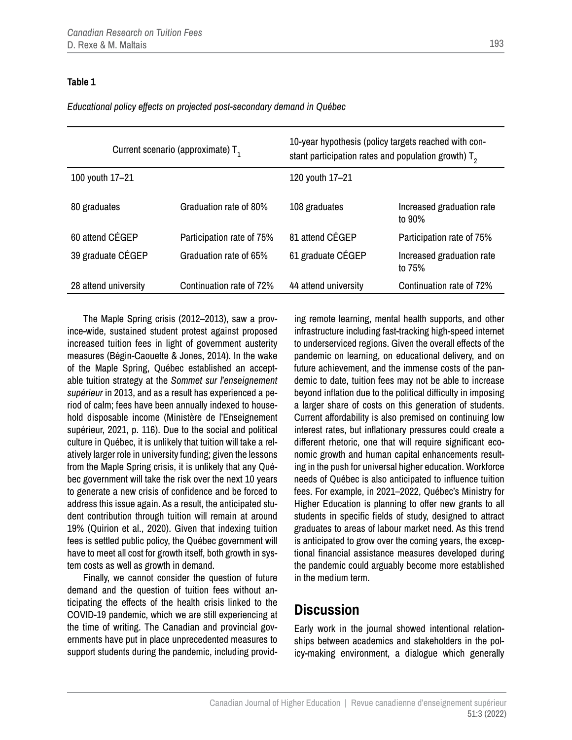**Table 1**

*Educational policy effects on projected post-secondary demand in Québec*

| Current scenario (approximate) $T_1$ | | 10-year hypothesis (policy targets reached with constant participation rates and population growth) $T_2$ | |
|---|---|---|---|
| 100 youth 17–21 | | 120 youth 17–21 | |
| 80 graduates | Graduation rate of 80% | 108 graduates | Increased graduation rate to 90% |
| 60 attend CÉGEP | Participation rate of 75% | 81 attend CÉGEP | Participation rate of 75% |
| 39 graduate CÉGEP | Graduation rate of 65% | 61 graduate CÉGEP | Increased graduation rate to 75% |
| 28 attend university | Continuation rate of 72% | 44 attend university | Continuation rate of 72% |

The Maple Spring crisis (2012–2013), saw a province-wide, sustained student protest against proposed increased tuition fees in light of government austerity measures (Bégin-Caouette & Jones, 2014). In the wake of the Maple Spring, Québec established an acceptable tuition strategy at the *Sommet sur l'enseignement supérieur* in 2013, and as a result has experienced a period of calm; fees have been annually indexed to household disposable income (Ministère de l'Enseignement supérieur, 2021, p. 116). Due to the social and political culture in Québec, it is unlikely that tuition will take a relatively larger role in university funding; given the lessons from the Maple Spring crisis, it is unlikely that any Québec government will take the risk over the next 10 years to generate a new crisis of confidence and be forced to address this issue again. As a result, the anticipated student contribution through tuition will remain at around 19% (Quirion et al., 2020). Given that indexing tuition fees is settled public policy, the Québec government will have to meet all cost for growth itself, both growth in system costs as well as growth in demand.

Finally, we cannot consider the question of future demand and the question of tuition fees without anticipating the effects of the health crisis linked to the COVID-19 pandemic, which we are still experiencing at the time of writing. The Canadian and provincial governments have put in place unprecedented measures to support students during the pandemic, including providing remote learning, mental health supports, and other infrastructure including fast-tracking high-speed internet to underserviced regions. Given the overall effects of the pandemic on learning, on educational delivery, and on future achievement, and the immense costs of the pandemic to date, tuition fees may not be able to increase beyond inflation due to the political difficulty in imposing a larger share of costs on this generation of students. Current affordability is also premised on continuing low interest rates, but inflationary pressures could create a different rhetoric, one that will require significant economic growth and human capital enhancements resulting in the push for universal higher education. Workforce needs of Québec is also anticipated to influence tuition fees. For example, in 2021–2022, Québec's Ministry for Higher Education is planning to offer new grants to all students in specific fields of study, designed to attract graduates to areas of labour market need. As this trend is anticipated to grow over the coming years, the exceptional financial assistance measures developed during the pandemic could arguably become more established in the medium term.

## Discussion

Early work in the journal showed intentional relationships between academics and stakeholders in the policy-making environment, a dialogue which generally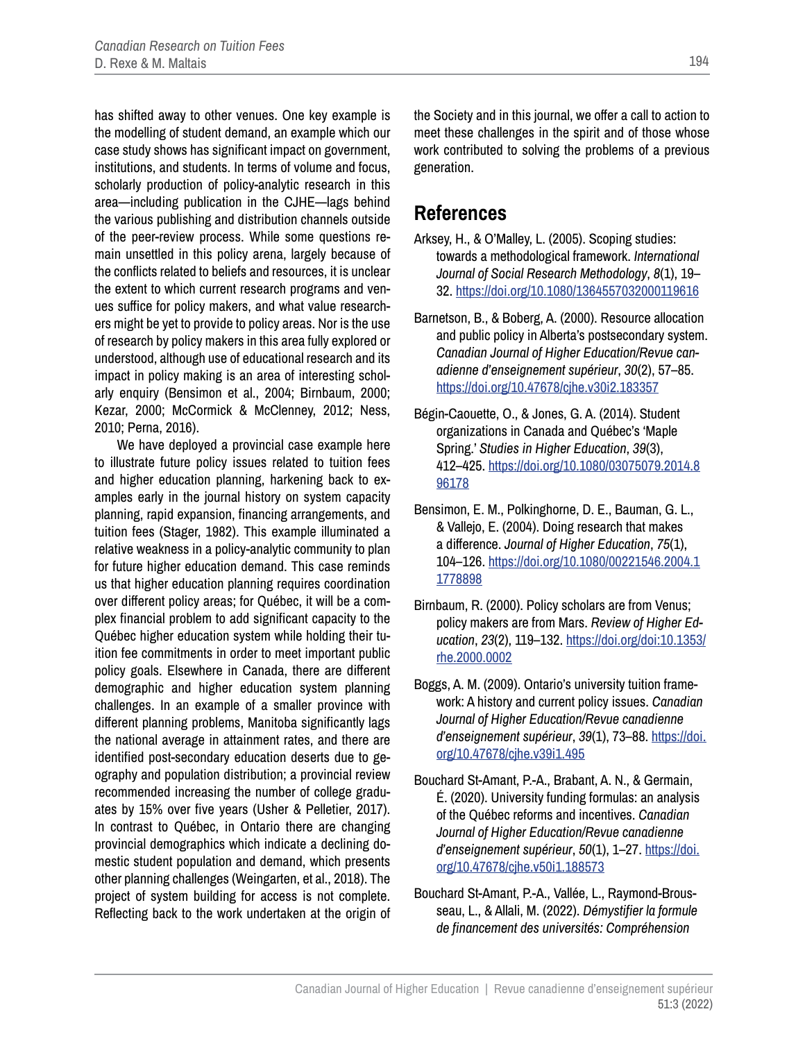has shifted away to other venues. One key example is the modelling of student demand, an example which our case study shows has significant impact on government, institutions, and students. In terms of volume and focus, scholarly production of policy-analytic research in this area—including publication in the CJHE—lags behind the various publishing and distribution channels outside of the peer-review process. While some questions remain unsettled in this policy arena, largely because of the conflicts related to beliefs and resources, it is unclear the extent to which current research programs and venues suffice for policy makers, and what value researchers might be yet to provide to policy areas. Nor is the use of research by policy makers in this area fully explored or understood, although use of educational research and its impact in policy making is an area of interesting scholarly enquiry (Bensimon et al., 2004; Birnbaum, 2000; Kezar, 2000; McCormick & McClenney, 2012; Ness, 2010; Perna, 2016).

We have deployed a provincial case example here to illustrate future policy issues related to tuition fees and higher education planning, harkening back to examples early in the journal history on system capacity planning, rapid expansion, financing arrangements, and tuition fees (Stager, 1982). This example illuminated a relative weakness in a policy-analytic community to plan for future higher education demand. This case reminds us that higher education planning requires coordination over different policy areas; for Québec, it will be a complex financial problem to add significant capacity to the Québec higher education system while holding their tuition fee commitments in order to meet important public policy goals. Elsewhere in Canada, there are different demographic and higher education system planning challenges. In an example of a smaller province with different planning problems, Manitoba significantly lags the national average in attainment rates, and there are identified post-secondary education deserts due to geography and population distribution; a provincial review recommended increasing the number of college graduates by 15% over five years (Usher & Pelletier, 2017). In contrast to Québec, in Ontario there are changing provincial demographics which indicate a declining domestic student population and demand, which presents other planning challenges (Weingarten, et al., 2018). The project of system building for access is not complete. Reflecting back to the work undertaken at the origin of the Society and in this journal, we offer a call to action to meet these challenges in the spirit and of those whose work contributed to solving the problems of a previous generation.

## References

Arksey, H., & O'Malley, L. (2005). Scoping studies: towards a methodological framework. *International Journal of Social Research Methodology*, *8*(1), 19–32. https://doi.org/10.1080/1364557032000119616

Barnetson, B., & Boberg, A. (2000). Resource allocation and public policy in Alberta's postsecondary system. *Canadian Journal of Higher Education/Revue canadienne d'enseignement supérieur*, *30*(2), 57–85. https://doi.org/10.47678/cjhe.v30i2.183357

Bégin-Caouette, O., & Jones, G. A. (2014). Student organizations in Canada and Québec's 'Maple Spring.' *Studies in Higher Education*, *39*(3), 412–425. https://doi.org/10.1080/03075079.2014.896178

Bensimon, E. M., Polkinghorne, D. E., Bauman, G. L., & Vallejo, E. (2004). Doing research that makes a difference. *Journal of Higher Education*, *75*(1), 104–126. https://doi.org/10.1080/00221546.2004.11778898

Birnbaum, R. (2000). Policy scholars are from Venus; policy makers are from Mars. *Review of Higher Education*, *23*(2), 119–132. https://doi.org/doi:10.1353/rhe.2000.0002

Boggs, A. M. (2009). Ontario's university tuition framework: A history and current policy issues. *Canadian Journal of Higher Education/Revue canadienne d'enseignement supérieur*, *39*(1), 73–88. https://doi.org/10.47678/cjhe.v39i1.495

Bouchard St-Amant, P.-A., Brabant, A. N., & Germain, É. (2020). University funding formulas: an analysis of the Québec reforms and incentives. *Canadian Journal of Higher Education/Revue canadienne d'enseignement supérieur*, *50*(1), 1–27. https://doi.org/10.47678/cjhe.v50i1.188573

Bouchard St-Amant, P.-A., Vallée, L., Raymond-Brousseau, L., & Allali, M. (2022). *Démystifier la formule de financement des universités: Compréhension*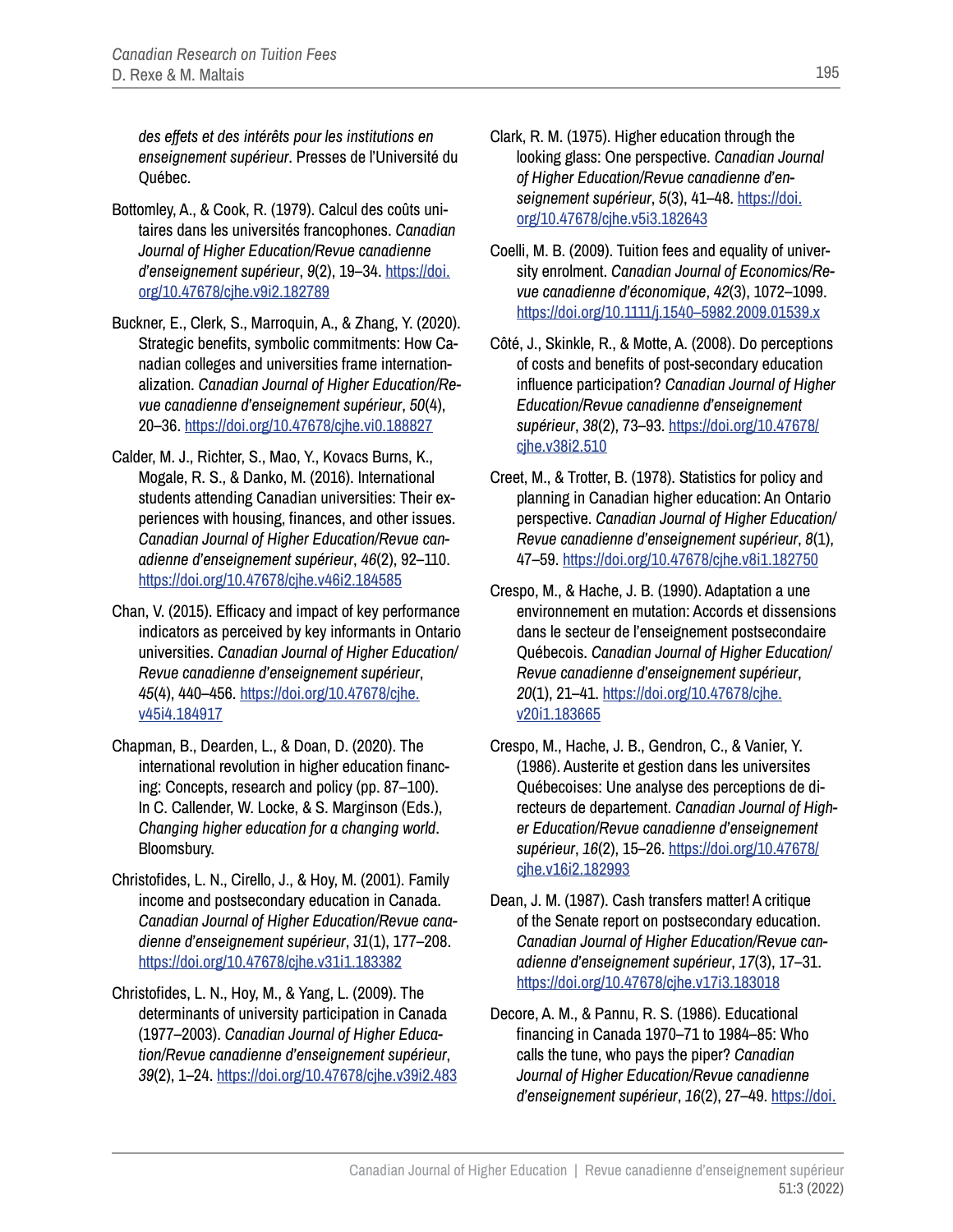*des effets et des intérêts pour les institutions en enseignement supérieur*. Presses de l'Université du Québec.

Bottomley, A., & Cook, R. (1979). Calcul des coûts unitaires dans les universités francophones. *Canadian Journal of Higher Education/Revue canadienne d'enseignement supérieur*, *9*(2), 19–34. https://doi.org/10.47678/cjhe.v9i2.182789

Buckner, E., Clerk, S., Marroquin, A., & Zhang, Y. (2020). Strategic benefits, symbolic commitments: How Canadian colleges and universities frame internationalization. *Canadian Journal of Higher Education/Revue canadienne d'enseignement supérieur*, *50*(4), 20–36. https://doi.org/10.47678/cjhe.vi0.188827

Calder, M. J., Richter, S., Mao, Y., Kovacs Burns, K., Mogale, R. S., & Danko, M. (2016). International students attending Canadian universities: Their experiences with housing, finances, and other issues. *Canadian Journal of Higher Education/Revue canadienne d'enseignement supérieur*, *46*(2), 92–110. https://doi.org/10.47678/cjhe.v46i2.184585

Chan, V. (2015). Efficacy and impact of key performance indicators as perceived by key informants in Ontario universities. *Canadian Journal of Higher Education/Revue canadienne d'enseignement supérieur*, *45*(4), 440–456. https://doi.org/10.47678/cjhe.v45i4.184917

Chapman, B., Dearden, L., & Doan, D. (2020). The international revolution in higher education financing: Concepts, research and policy (pp. 87–100). In C. Callender, W. Locke, & S. Marginson (Eds.), *Changing higher education for a changing world*. Bloomsbury.

Christofides, L. N., Cirello, J., & Hoy, M. (2001). Family income and postsecondary education in Canada. *Canadian Journal of Higher Education/Revue canadienne d'enseignement supérieur*, *31*(1), 177–208. https://doi.org/10.47678/cjhe.v31i1.183382

Christofides, L. N., Hoy, M., & Yang, L. (2009). The determinants of university participation in Canada (1977–2003). *Canadian Journal of Higher Education/Revue canadienne d'enseignement supérieur*, *39*(2), 1–24. https://doi.org/10.47678/cjhe.v39i2.483

Clark, R. M. (1975). Higher education through the looking glass: One perspective. *Canadian Journal of Higher Education/Revue canadienne d'enseignement supérieur*, *5*(3), 41–48. https://doi.org/10.47678/cjhe.v5i3.182643

Coelli, M. B. (2009). Tuition fees and equality of university enrolment. *Canadian Journal of Economics/Revue canadienne d'économique*, *42*(3), 1072–1099. https://doi.org/10.1111/j.1540–5982.2009.01539.x

Côté, J., Skinkle, R., & Motte, A. (2008). Do perceptions of costs and benefits of post-secondary education influence participation? *Canadian Journal of Higher Education/Revue canadienne d'enseignement supérieur*, *38*(2), 73–93. https://doi.org/10.47678/cjhe.v38i2.510

Creet, M., & Trotter, B. (1978). Statistics for policy and planning in Canadian higher education: An Ontario perspective. *Canadian Journal of Higher Education/Revue canadienne d'enseignement supérieur*, *8*(1), 47–59. https://doi.org/10.47678/cjhe.v8i1.182750

Crespo, M., & Hache, J. B. (1990). Adaptation a une environnement en mutation: Accords et dissensions dans le secteur de l'enseignement postsecondaire Québecois. *Canadian Journal of Higher Education/Revue canadienne d'enseignement supérieur*, *20*(1), 21–41. https://doi.org/10.47678/cjhe.v20i1.183665

Crespo, M., Hache, J. B., Gendron, C., & Vanier, Y. (1986). Austerite et gestion dans les universites Québecoises: Une analyse des perceptions de directeurs de departement. *Canadian Journal of Higher Education/Revue canadienne d'enseignement supérieur*, *16*(2), 15–26. https://doi.org/10.47678/cjhe.v16i2.182993

Dean, J. M. (1987). Cash transfers matter! A critique of the Senate report on postsecondary education. *Canadian Journal of Higher Education/Revue canadienne d'enseignement supérieur*, *17*(3), 17–31. https://doi.org/10.47678/cjhe.v17i3.183018

Decore, A. M., & Pannu, R. S. (1986). Educational financing in Canada 1970–71 to 1984–85: Who calls the tune, who pays the piper? *Canadian Journal of Higher Education/Revue canadienne d'enseignement supérieur*, *16*(2), 27–49. https://doi.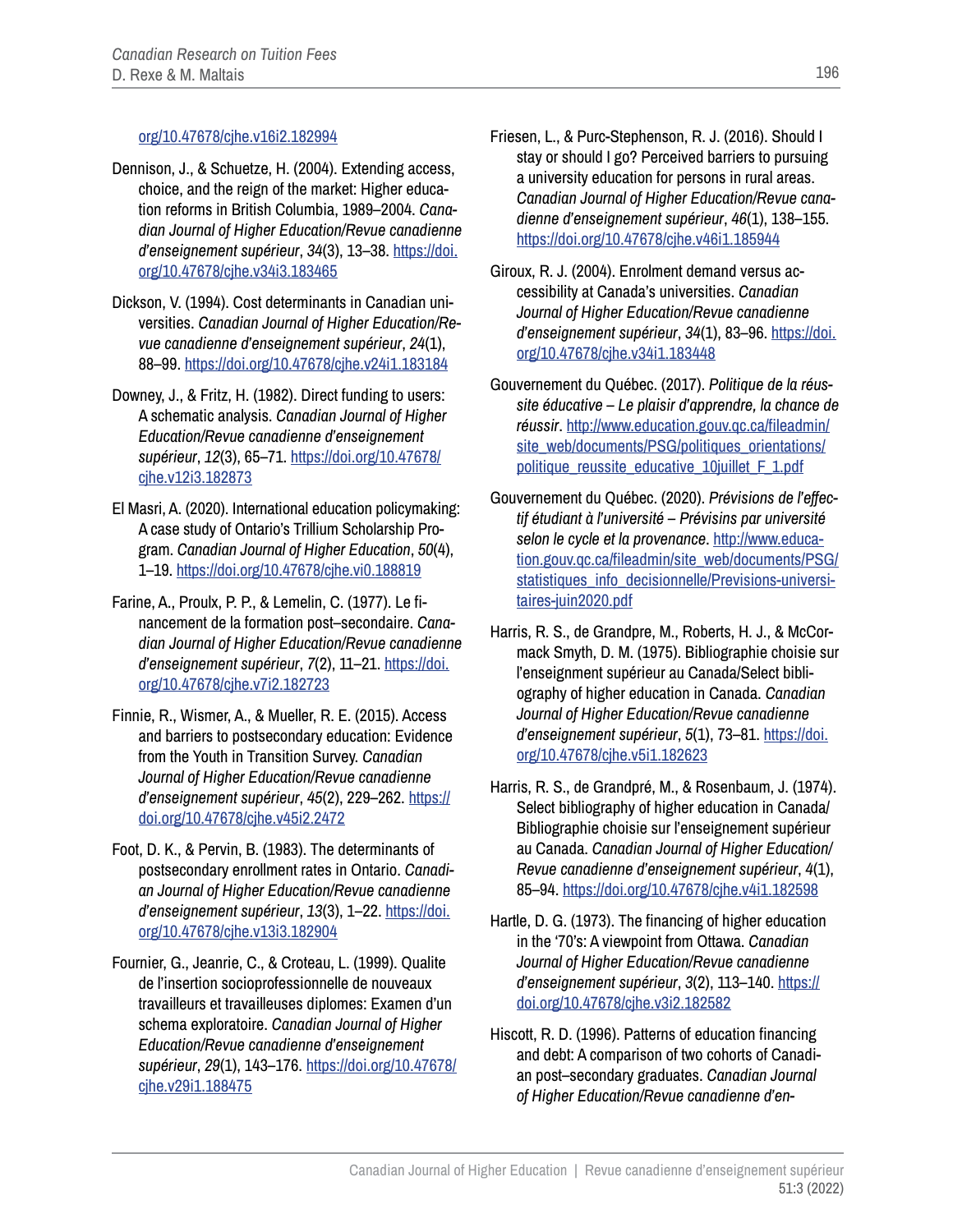org/10.47678/cjhe.v16i2.182994

Dennison, J., & Schuetze, H. (2004). Extending access, choice, and the reign of the market: Higher education reforms in British Columbia, 1989–2004. *Canadian Journal of Higher Education/Revue canadienne d'enseignement supérieur*, *34*(3), 13–38. https://doi.org/10.47678/cjhe.v34i3.183465

Dickson, V. (1994). Cost determinants in Canadian universities. *Canadian Journal of Higher Education/Revue canadienne d'enseignement supérieur*, *24*(1), 88–99. https://doi.org/10.47678/cjhe.v24i1.183184

Downey, J., & Fritz, H. (1982). Direct funding to users: A schematic analysis. *Canadian Journal of Higher Education/Revue canadienne d'enseignement supérieur*, *12*(3), 65–71. https://doi.org/10.47678/cjhe.v12i3.182873

El Masri, A. (2020). International education policymaking: A case study of Ontario's Trillium Scholarship Program. *Canadian Journal of Higher Education*, *50*(4), 1–19. https://doi.org/10.47678/cjhe.vi0.188819

Farine, A., Proulx, P. P., & Lemelin, C. (1977). Le financement de la formation post–secondaire. *Canadian Journal of Higher Education/Revue canadienne d'enseignement supérieur*, *7*(2), 11–21. https://doi.org/10.47678/cjhe.v7i2.182723

Finnie, R., Wismer, A., & Mueller, R. E. (2015). Access and barriers to postsecondary education: Evidence from the Youth in Transition Survey. *Canadian Journal of Higher Education/Revue canadienne d'enseignement supérieur*, *45*(2), 229–262. https://doi.org/10.47678/cjhe.v45i2.2472

Foot, D. K., & Pervin, B. (1983). The determinants of postsecondary enrollment rates in Ontario. *Canadian Journal of Higher Education/Revue canadienne d'enseignement supérieur*, *13*(3), 1–22. https://doi.org/10.47678/cjhe.v13i3.182904

Fournier, G., Jeanrie, C., & Croteau, L. (1999). Qualite de l'insertion socioprofessionnelle de nouveaux travailleurs et travailleuses diplomes: Examen d'un schema exploratoire. *Canadian Journal of Higher Education/Revue canadienne d'enseignement supérieur*, *29*(1), 143–176. https://doi.org/10.47678/cjhe.v29i1.188475

Friesen, L., & Purc-Stephenson, R. J. (2016). Should I stay or should I go? Perceived barriers to pursuing a university education for persons in rural areas. *Canadian Journal of Higher Education/Revue canadienne d'enseignement supérieur*, *46*(1), 138–155. https://doi.org/10.47678/cjhe.v46i1.185944

Giroux, R. J. (2004). Enrolment demand versus accessibility at Canada's universities. *Canadian Journal of Higher Education/Revue canadienne d'enseignement supérieur*, *34*(1), 83–96. https://doi.org/10.47678/cjhe.v34i1.183448

Gouvernement du Québec. (2017). *Politique de la réussite éducative – Le plaisir d'apprendre, la chance de réussir*. http://www.education.gouv.qc.ca/fileadmin/site_web/documents/PSG/politiques_orientations/politique_reussite_educative_10juillet_F_1.pdf

Gouvernement du Québec. (2020). *Prévisions de l'effectif étudiant à l'université – Prévisins par université selon le cycle et la provenance*. http://www.education.gouv.qc.ca/fileadmin/site_web/documents/PSG/statistiques_info_decisionnelle/Previsions-universitaires-juin2020.pdf

Harris, R. S., de Grandpre, M., Roberts, H. J., & McCormack Smyth, D. M. (1975). Bibliographie choisie sur l'enseignement supérieur au Canada/Select bibliography of higher education in Canada. *Canadian Journal of Higher Education/Revue canadienne d'enseignement supérieur*, *5*(1), 73–81. https://doi.org/10.47678/cjhe.v5i1.182623

Harris, R. S., de Grandpré, M., & Rosenbaum, J. (1974). Select bibliography of higher education in Canada/Bibliographie choisie sur l'enseignement supérieur au Canada. *Canadian Journal of Higher Education/Revue canadienne d'enseignement supérieur*, *4*(1), 85–94. https://doi.org/10.47678/cjhe.v4i1.182598

Hartle, D. G. (1973). The financing of higher education in the '70's: A viewpoint from Ottawa. *Canadian Journal of Higher Education/Revue canadienne d'enseignement supérieur*, *3*(2), 113–140. https://doi.org/10.47678/cjhe.v3i2.182582

Hiscott, R. D. (1996). Patterns of education financing and debt: A comparison of two cohorts of Canadian post–secondary graduates. *Canadian Journal of Higher Education/Revue canadienne d'en-*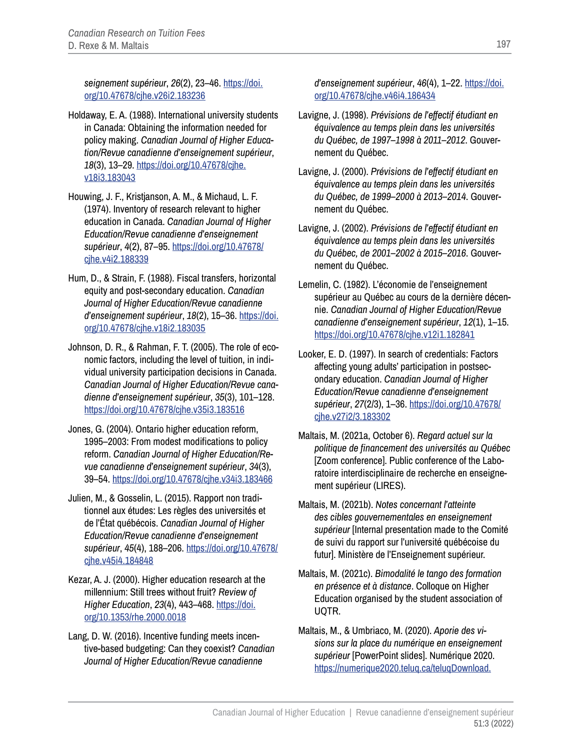*seignement supérieur*, *26*(2), 23–46. https://doi.org/10.47678/cjhe.v26i2.183236

Holdaway, E. A. (1988). International university students in Canada: Obtaining the information needed for policy making. *Canadian Journal of Higher Education/Revue canadienne d'enseignement supérieur*, *18*(3), 13–29. https://doi.org/10.47678/cjhe.v18i3.183043

Houwing, J. F., Kristjanson, A. M., & Michaud, L. F. (1974). Inventory of research relevant to higher education in Canada. *Canadian Journal of Higher Education/Revue canadienne d'enseignement supérieur*, *4*(2), 87–95. https://doi.org/10.47678/cjhe.v4i2.188339

Hum, D., & Strain, F. (1988). Fiscal transfers, horizontal equity and post-secondary education. *Canadian Journal of Higher Education/Revue canadienne d'enseignement supérieur*, *18*(2), 15–36. https://doi.org/10.47678/cjhe.v18i2.183035

Johnson, D. R., & Rahman, F. T. (2005). The role of economic factors, including the level of tuition, in individual university participation decisions in Canada. *Canadian Journal of Higher Education/Revue canadienne d'enseignement supérieur*, *35*(3), 101–128. https://doi.org/10.47678/cjhe.v35i3.183516

Jones, G. (2004). Ontario higher education reform, 1995–2003: From modest modifications to policy reform. *Canadian Journal of Higher Education/Revue canadienne d'enseignement supérieur*, *34*(3), 39–54. https://doi.org/10.47678/cjhe.v34i3.183466

Julien, M., & Gosselin, L. (2015). Rapport non traditionnel aux études: Les règles des universités et de l'État québécois. *Canadian Journal of Higher Education/Revue canadienne d'enseignement supérieur*, *45*(4), 188–206. https://doi.org/10.47678/cjhe.v45i4.184848

Kezar, A. J. (2000). Higher education research at the millennium: Still trees without fruit? *Review of Higher Education*, *23*(4), 443–468. https://doi.org/10.1353/rhe.2000.0018

Lang, D. W. (2016). Incentive funding meets incentive-based budgeting: Can they coexist? *Canadian Journal of Higher Education/Revue canadienne d'enseignement supérieur*, *46*(4), 1–22. https://doi.org/10.47678/cjhe.v46i4.186434

Lavigne, J. (1998). *Prévisions de l'effectif étudiant en équivalence au temps plein dans les universités du Québec, de 1997–1998 à 2011–2012*. Gouvernement du Québec.

Lavigne, J. (2000). *Prévisions de l'effectif étudiant en équivalence au temps plein dans les universités du Québec, de 1999–2000 à 2013–2014*. Gouvernement du Québec.

Lavigne, J. (2002). *Prévisions de l'effectif étudiant en équivalence au temps plein dans les universités du Québec, de 2001–2002 à 2015–2016*. Gouvernement du Québec.

Lemelin, C. (1982). L'économie de l'enseignement supérieur au Québec au cours de la dernière décennie. *Canadian Journal of Higher Education/Revue canadienne d'enseignement supérieur*, *12*(1), 1–15. https://doi.org/10.47678/cjhe.v12i1.182841

Looker, E. D. (1997). In search of credentials: Factors affecting young adults' participation in postsecondary education. *Canadian Journal of Higher Education/Revue canadienne d'enseignement supérieur*, *27*(2/3), 1–36. https://doi.org/10.47678/cjhe.v27i2/3.183302

Maltais, M. (2021a, October 6). *Regard actuel sur la politique de financement des universités au Québec* [Zoom conference]. Public conference of the Laboratoire interdisciplinaire de recherche en enseignement supérieur (LIRES).

Maltais, M. (2021b). *Notes concernant l'atteinte des cibles gouvernementales en enseignement supérieur* [Internal presentation made to the Comité de suivi du rapport sur l'université québécoise du futur]. Ministère de l'Enseignement supérieur.

Maltais, M. (2021c). *Bimodalité le tango des formation en présence et à distance*. Colloque on Higher Education organised by the student association of UQTR.

Maltais, M., & Umbriaco, M. (2020). *Aporie des visions sur la place du numérique en enseignement supérieur* [PowerPoint slides]. Numérique 2020. https://numerique2020.teluq.ca/teluqDownload.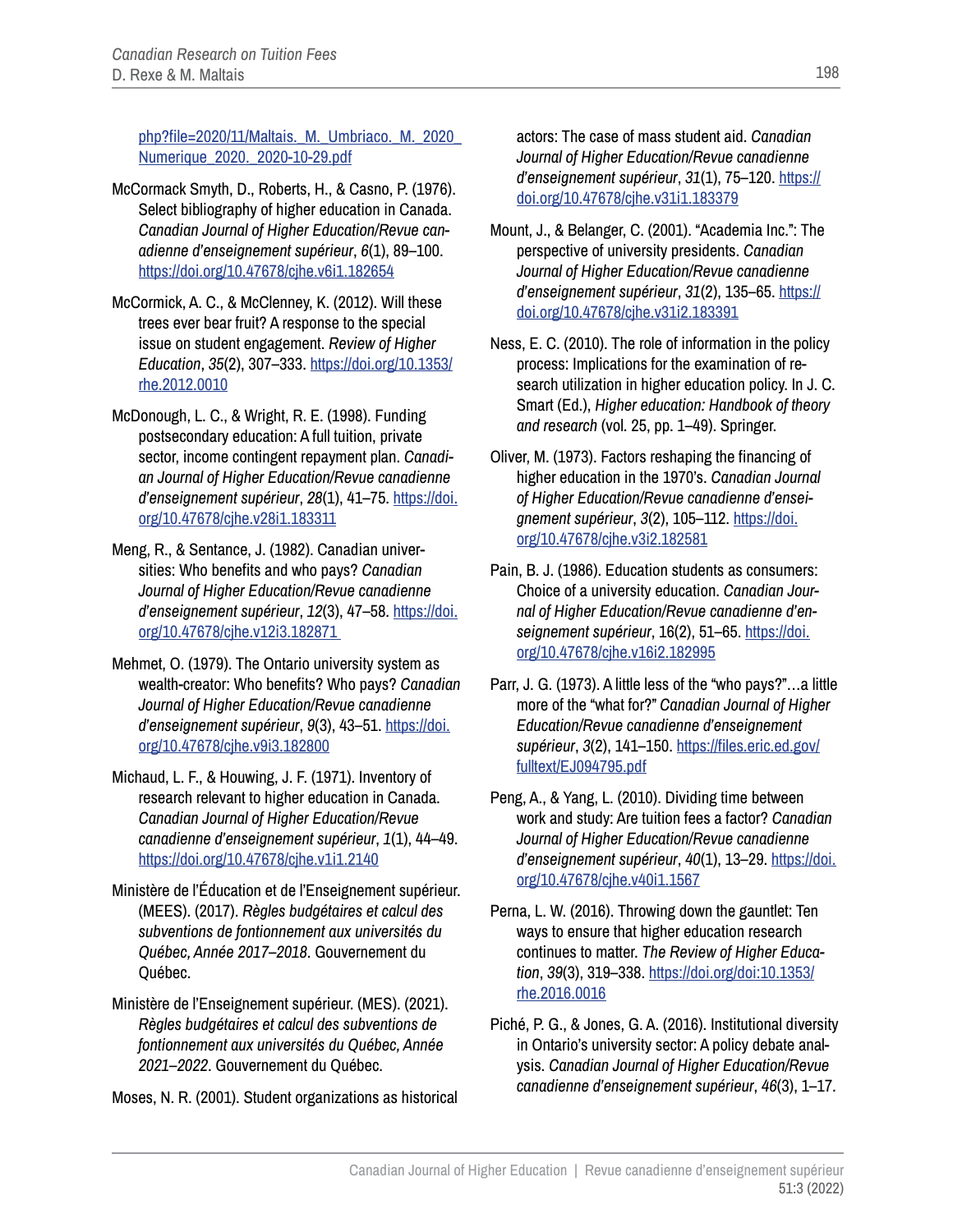php?file=2020/11/Maltais._M._Umbriaco._M._2020_Numerique_2020._2020-10-29.pdf

McCormack Smyth, D., Roberts, H., & Casno, P. (1976). Select bibliography of higher education in Canada. *Canadian Journal of Higher Education/Revue canadienne d'enseignement supérieur*, *6*(1), 89–100. https://doi.org/10.47678/cjhe.v6i1.182654

McCormick, A. C., & McClenney, K. (2012). Will these trees ever bear fruit? A response to the special issue on student engagement. *Review of Higher Education*, *35*(2), 307–333. https://doi.org/10.1353/rhe.2012.0010

McDonough, L. C., & Wright, R. E. (1998). Funding postsecondary education: A full tuition, private sector, income contingent repayment plan. *Canadian Journal of Higher Education/Revue canadienne d'enseignement supérieur*, *28*(1), 41–75. https://doi.org/10.47678/cjhe.v28i1.183311

Meng, R., & Sentance, J. (1982). Canadian universities: Who benefits and who pays? *Canadian Journal of Higher Education/Revue canadienne d'enseignement supérieur*, *12*(3), 47–58. https://doi.org/10.47678/cjhe.v12i3.182871

Mehmet, O. (1979). The Ontario university system as wealth-creator: Who benefits? Who pays? *Canadian Journal of Higher Education/Revue canadienne d'enseignement supérieur*, *9*(3), 43–51. https://doi.org/10.47678/cjhe.v9i3.182800

Michaud, L. F., & Houwing, J. F. (1971). Inventory of research relevant to higher education in Canada. *Canadian Journal of Higher Education/Revue canadienne d'enseignement supérieur*, *1*(1), 44–49. https://doi.org/10.47678/cjhe.v1i1.2140

Ministère de l'Éducation et de l'Enseignement supérieur. (MEES). (2017). *Règles budgétaires et calcul des subventions de fontionnement aux universités du Québec, Année 2017–2018*. Gouvernement du Québec.

Ministère de l'Enseignement supérieur. (MES). (2021). *Règles budgétaires et calcul des subventions de fontionnement aux universités du Québec, Année 2021–2022*. Gouvernement du Québec.

Moses, N. R. (2001). Student organizations as historical actors: The case of mass student aid. *Canadian Journal of Higher Education/Revue canadienne d'enseignement supérieur*, *31*(1), 75–120. https://doi.org/10.47678/cjhe.v31i1.183379

Mount, J., & Belanger, C. (2001). "Academia Inc.": The perspective of university presidents. *Canadian Journal of Higher Education/Revue canadienne d'enseignement supérieur*, *31*(2), 135–65. https://doi.org/10.47678/cjhe.v31i2.183391

Ness, E. C. (2010). The role of information in the policy process: Implications for the examination of research utilization in higher education policy. In J. C. Smart (Ed.), *Higher education: Handbook of theory and research* (vol. 25, pp. 1–49). Springer.

Oliver, M. (1973). Factors reshaping the financing of higher education in the 1970's. *Canadian Journal of Higher Education/Revue canadienne d'enseignement supérieur*, *3*(2), 105–112. https://doi.org/10.47678/cjhe.v3i2.182581

Pain, B. J. (1986). Education students as consumers: Choice of a university education. *Canadian Journal of Higher Education/Revue canadienne d'enseignement supérieur*, 16(2), 51–65. https://doi.org/10.47678/cjhe.v16i2.182995

Parr, J. G. (1973). A little less of the "who pays?"…a little more of the "what for?" *Canadian Journal of Higher Education/Revue canadienne d'enseignement supérieur*, *3*(2), 141–150. https://files.eric.ed.gov/fulltext/EJ094795.pdf

Peng, A., & Yang, L. (2010). Dividing time between work and study: Are tuition fees a factor? *Canadian Journal of Higher Education/Revue canadienne d'enseignement supérieur*, *40*(1), 13–29. https://doi.org/10.47678/cjhe.v40i1.1567

Perna, L. W. (2016). Throwing down the gauntlet: Ten ways to ensure that higher education research continues to matter. *The Review of Higher Education*, *39*(3), 319–338. https://doi.org/doi:10.1353/rhe.2016.0016

Piché, P. G., & Jones, G. A. (2016). Institutional diversity in Ontario's university sector: A policy debate analysis. *Canadian Journal of Higher Education/Revue canadienne d'enseignement supérieur*, *46*(3), 1–17.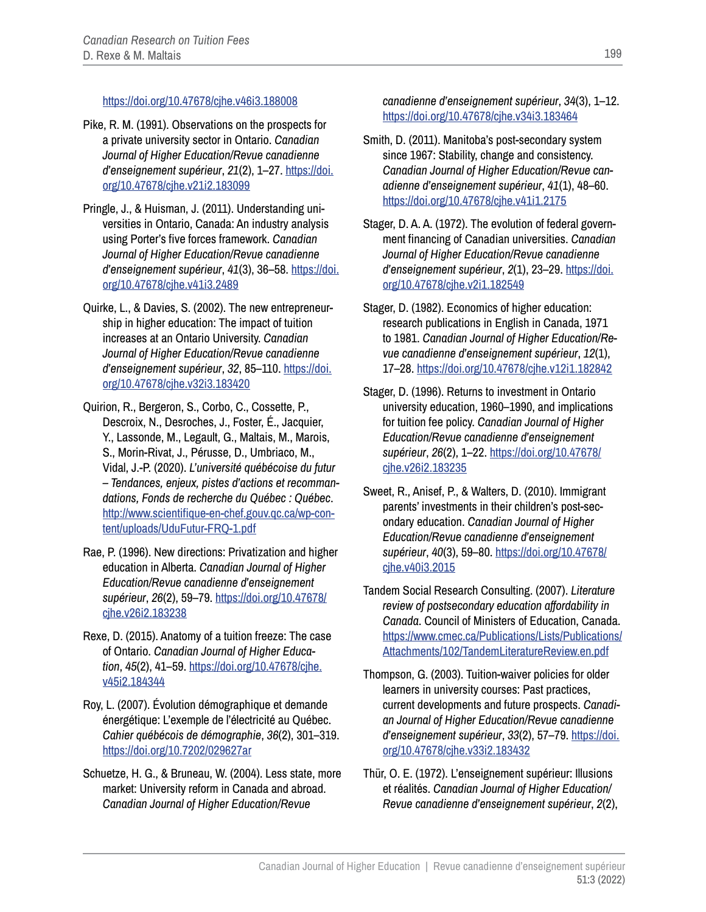https://doi.org/10.47678/cjhe.v46i3.188008

Pike, R. M. (1991). Observations on the prospects for a private university sector in Ontario. *Canadian Journal of Higher Education/Revue canadienne d'enseignement supérieur*, *21*(2), 1–27. https://doi.org/10.47678/cjhe.v21i2.183099

Pringle, J., & Huisman, J. (2011). Understanding universities in Ontario, Canada: An industry analysis using Porter's five forces framework. *Canadian Journal of Higher Education/Revue canadienne d'enseignement supérieur*, *41*(3), 36–58. https://doi.org/10.47678/cjhe.v41i3.2489

Quirke, L., & Davies, S. (2002). The new entrepreneurship in higher education: The impact of tuition increases at an Ontario University. *Canadian Journal of Higher Education/Revue canadienne d'enseignement supérieur*, *32*, 85–110. https://doi.org/10.47678/cjhe.v32i3.183420

Quirion, R., Bergeron, S., Corbo, C., Cossette, P., Descroix, N., Desroches, J., Foster, É., Jacquier, Y., Lassonde, M., Legault, G., Maltais, M., Marois, S., Morin-Rivat, J., Pérusse, D., Umbriaco, M., Vidal, J.-P. (2020). *L'université québécoise du futur – Tendances, enjeux, pistes d'actions et recommandations, Fonds de recherche du Québec : Québec*. http://www.scientifique-en-chef.gouv.qc.ca/wp-content/uploads/UduFutur-FRQ-1.pdf

Rae, P. (1996). New directions: Privatization and higher education in Alberta. *Canadian Journal of Higher Education/Revue canadienne d'enseignement supérieur*, *26*(2), 59–79. https://doi.org/10.47678/cjhe.v26i2.183238

Rexe, D. (2015). Anatomy of a tuition freeze: The case of Ontario. *Canadian Journal of Higher Education*, *45*(2), 41–59. https://doi.org/10.47678/cjhe.v45i2.184344

Roy, L. (2007). Évolution démographique et demande énergétique: L'exemple de l'électricité au Québec. *Cahier québécois de démographie*, *36*(2), 301–319. https://doi.org/10.7202/029627ar

Schuetze, H. G., & Bruneau, W. (2004). Less state, more market: University reform in Canada and abroad. *Canadian Journal of Higher Education/Revue canadienne d'enseignement supérieur*, *34*(3), 1–12. https://doi.org/10.47678/cjhe.v34i3.183464

Smith, D. (2011). Manitoba's post-secondary system since 1967: Stability, change and consistency. *Canadian Journal of Higher Education/Revue canadienne d'enseignement supérieur*, *41*(1), 48–60. https://doi.org/10.47678/cjhe.v41i1.2175

Stager, D. A. A. (1972). The evolution of federal government financing of Canadian universities. *Canadian Journal of Higher Education/Revue canadienne d'enseignement supérieur*, *2*(1), 23–29. https://doi.org/10.47678/cjhe.v2i1.182549

Stager, D. (1982). Economics of higher education: research publications in English in Canada, 1971 to 1981. *Canadian Journal of Higher Education/Revue canadienne d'enseignement supérieur*, *12*(1), 17–28. https://doi.org/10.47678/cjhe.v12i1.182842

Stager, D. (1996). Returns to investment in Ontario university education, 1960–1990, and implications for tuition fee policy. *Canadian Journal of Higher Education/Revue canadienne d'enseignement supérieur*, *26*(2), 1–22. https://doi.org/10.47678/cjhe.v26i2.183235

Sweet, R., Anisef, P., & Walters, D. (2010). Immigrant parents' investments in their children's post-secondary education. *Canadian Journal of Higher Education/Revue canadienne d'enseignement supérieur*, *40*(3), 59–80. https://doi.org/10.47678/cjhe.v40i3.2015

Tandem Social Research Consulting. (2007). *Literature review of postsecondary education affordability in Canada.* Council of Ministers of Education, Canada. https://www.cmec.ca/Publications/Lists/Publications/Attachments/102/TandemLiteratureReview.en.pdf

Thompson, G. (2003). Tuition-waiver policies for older learners in university courses: Past practices, current developments and future prospects. *Canadian Journal of Higher Education/Revue canadienne d'enseignement supérieur*, *33*(2), 57–79. https://doi.org/10.47678/cjhe.v33i2.183432

Thür, O. E. (1972). L'enseignement supérieur: Illusions et réalités. *Canadian Journal of Higher Education/Revue canadienne d'enseignement supérieur*, *2*(2),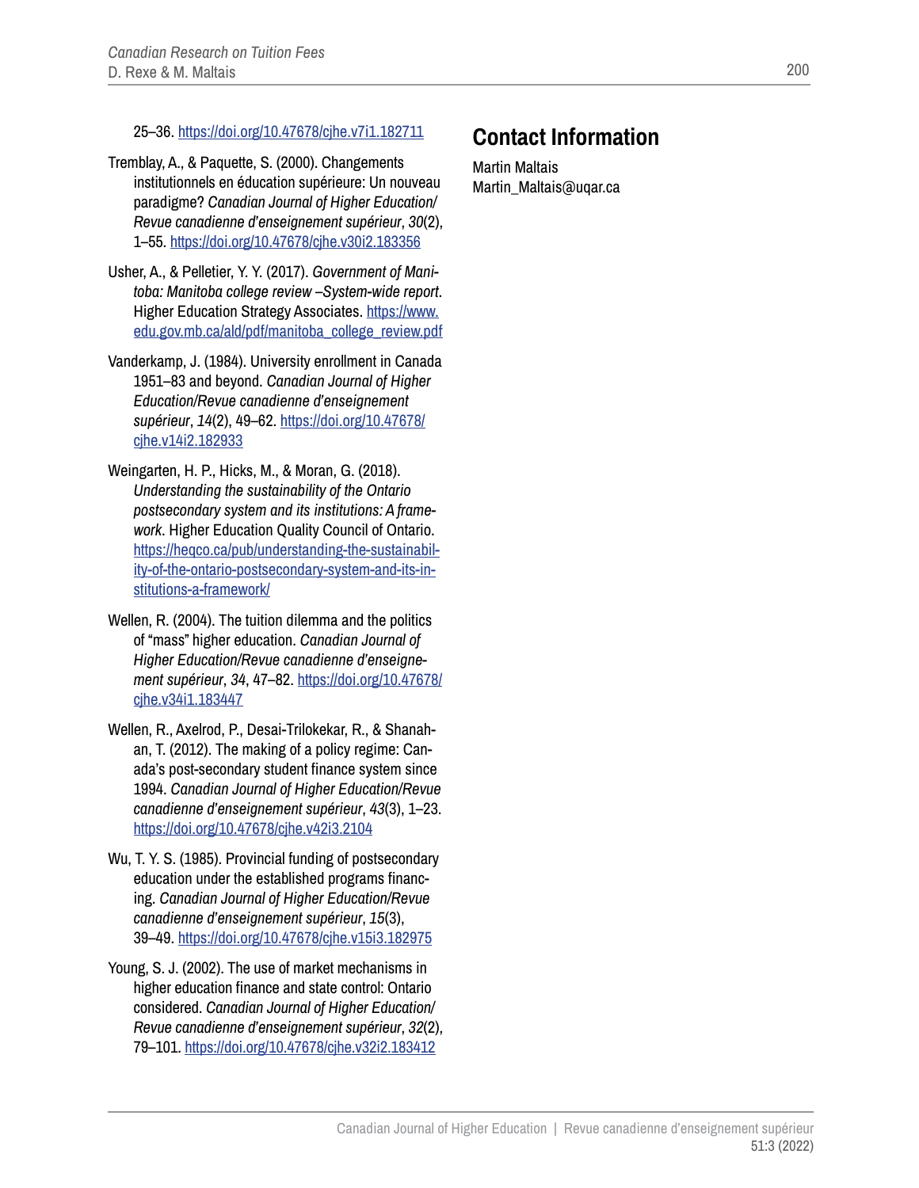25–36. https://doi.org/10.47678/cjhe.v7i1.182711

Tremblay, A., & Paquette, S. (2000). Changements institutionnels en éducation supérieure: Un nouveau paradigme? *Canadian Journal of Higher Education/Revue canadienne d'enseignement supérieur*, *30*(2), 1–55. https://doi.org/10.47678/cjhe.v30i2.183356

Usher, A., & Pelletier, Y. Y. (2017). *Government of Manitoba: Manitoba college review –System-wide report*. Higher Education Strategy Associates. https://www.edu.gov.mb.ca/ald/pdf/manitoba_college_review.pdf

Vanderkamp, J. (1984). University enrollment in Canada 1951–83 and beyond. *Canadian Journal of Higher Education/Revue canadienne d'enseignement supérieur*, *14*(2), 49–62. https://doi.org/10.47678/cjhe.v14i2.182933

Weingarten, H. P., Hicks, M., & Moran, G. (2018). *Understanding the sustainability of the Ontario postsecondary system and its institutions: A framework*. Higher Education Quality Council of Ontario. https://heqco.ca/pub/understanding-the-sustainability-of-the-ontario-postsecondary-system-and-its-institutions-a-framework/

Wellen, R. (2004). The tuition dilemma and the politics of "mass" higher education. *Canadian Journal of Higher Education/Revue canadienne d'enseignement supérieur*, *34*, 47–82. https://doi.org/10.47678/cjhe.v34i1.183447

Wellen, R., Axelrod, P., Desai-Trilokekar, R., & Shanahan, T. (2012). The making of a policy regime: Canada's post-secondary student finance system since 1994. *Canadian Journal of Higher Education/Revue canadienne d'enseignement supérieur*, *43*(3), 1–23. https://doi.org/10.47678/cjhe.v42i3.2104

Wu, T. Y. S. (1985). Provincial funding of postsecondary education under the established programs financing. *Canadian Journal of Higher Education/Revue canadienne d'enseignement supérieur*, *15*(3), 39–49. https://doi.org/10.47678/cjhe.v15i3.182975

Young, S. J. (2002). The use of market mechanisms in higher education finance and state control: Ontario considered. *Canadian Journal of Higher Education/Revue canadienne d'enseignement supérieur*, *32*(2), 79–101. https://doi.org/10.47678/cjhe.v32i2.183412

## Contact Information

Martin Maltais
Martin_Maltais@uqar.ca